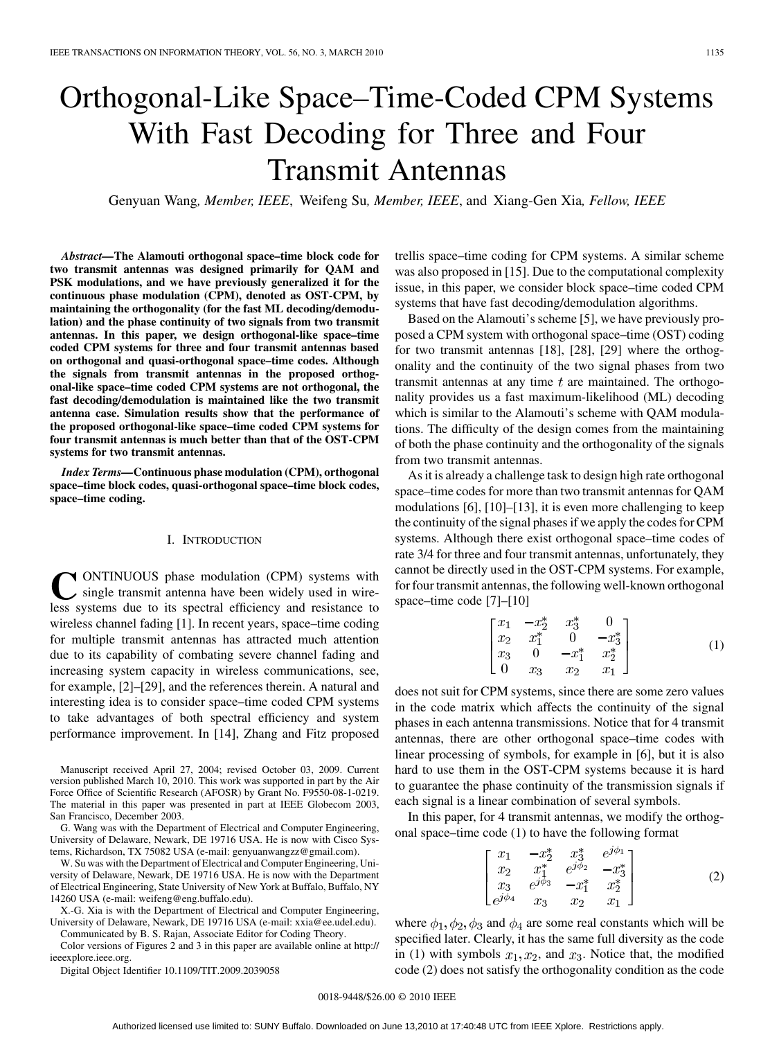# Orthogonal-Like Space–Time-Coded CPM Systems With Fast Decoding for Three and Four Transmit Antennas

Genyuan Wang, *Member, IEEE*, Weifeng Su, *Member, IEEE*, and Xiang-Gen Xia, *Fellow, IEEE*

***Abstract*—The Alamouti orthogonal space–time block code for two transmit antennas was designed primarily for QAM and PSK modulations, and we have previously generalized it for the continuous phase modulation (CPM), denoted as OST-CPM, by maintaining the orthogonality (for the fast ML decoding/demodulation) and the phase continuity of two signals from two transmit antennas. In this paper, we design orthogonal-like space–time coded CPM systems for three and four transmit antennas based on orthogonal and quasi-orthogonal space–time codes. Although the signals from transmit antennas in the proposed orthogonal-like space–time coded CPM systems are not orthogonal, the fast decoding/demodulation is maintained like the two transmit antenna case. Simulation results show that the performance of the proposed orthogonal-like space–time coded CPM systems for four transmit antennas is much better than that of the OST-CPM systems for two transmit antennas.**

***Index Terms*—Continuous phase modulation (CPM), orthogonal space–time block codes, quasi-orthogonal space–time block codes, space–time coding.**

## I. Introduction

CONTINUOUS phase modulation (CPM) systems with single transmit antenna have been widely used in wireless systems due to its spectral efficiency and resistance to wireless channel fading [1]. In recent years, space–time coding for multiple transmit antennas has attracted much attention due to its capability of combating severe channel fading and increasing system capacity in wireless communications, see, for example, [2]–[29], and the references therein. A natural and interesting idea is to consider space–time coded CPM systems to take advantages of both spectral efficiency and system performance improvement. In [14], Zhang and Fitz proposed trellis space–time coding for CPM systems. A similar scheme was also proposed in [15]. Due to the computational complexity issue, in this paper, we consider block space–time coded CPM systems that have fast decoding/demodulation algorithms.

Based on the Alamouti's scheme [5], we have previously proposed a CPM system with orthogonal space–time (OST) coding for two transmit antennas [18], [28], [29] where the orthogonality and the continuity of the two signal phases from two transmit antennas at any time $t$ are maintained. The orthogonality provides us a fast maximum-likelihood (ML) decoding which is similar to the Alamouti's scheme with QAM modulations. The difficulty of the design comes from the maintaining of both the phase continuity and the orthogonality of the signals from two transmit antennas.

As it is already a challenge task to design high rate orthogonal space–time codes for more than two transmit antennas for QAM modulations [6], [10]–[13], it is even more challenging to keep the continuity of the signal phases if we apply the codes for CPM systems. Although there exist orthogonal space–time codes of rate 3/4 for three and four transmit antennas, unfortunately, they cannot be directly used in the OST-CPM systems. For example, for four transmit antennas, the following well-known orthogonal space–time code [7]–[10]

$$\begin{bmatrix} x_1 & -x_2^* & x_3^* & 0 \\ x_2 & x_1^* & 0 & -x_3^* \\ x_3 & 0 & -x_1^* & x_2^* \\ 0 & x_3 & x_2 & x_1 \end{bmatrix} \tag{1}$$

does not suit for CPM systems, since there are some zero values in the code matrix which affects the continuity of the signal phases in each antenna transmissions. Notice that for 4 transmit antennas, there are other orthogonal space–time codes with linear processing of symbols, for example in [6], but it is also hard to use them in the OST-CPM systems because it is hard to guarantee the phase continuity of the transmission signals if each signal is a linear combination of several symbols.

In this paper, for 4 transmit antennas, we modify the orthogonal space–time code (1) to have the following format

$$\begin{bmatrix} x_1 & -x_2^* & x_3^* & e^{j\phi_1} \\ x_2 & x_1^* & e^{j\phi_2} & -x_3^* \\ x_3 & e^{j\phi_3} & -x_1^* & x_2^* \\ e^{j\phi_4} & x_3 & x_2 & x_1 \end{bmatrix} \tag{2}$$

where $\phi_1, \phi_2, \phi_3$ and $\phi_4$ are some real constants which will be specified later. Clearly, it has the same full diversity as the code in (1) with symbols $x_1, x_2$, and $x_3$. Notice that, the modified code (2) does not satisfy the orthogonality condition as the code

Manuscript received April 27, 2004; revised October 03, 2009. Current version published March 10, 2010. This work was supported in part by the Air Force Office of Scientific Research (AFOSR) by Grant No. F9550-08-1-0219. The material in this paper was presented in part at IEEE Globecom 2003, San Francisco, December 2003.

G. Wang was with the Department of Electrical and Computer Engineering, University of Delaware, Newark, DE 19716 USA. He is now with Cisco Systems, Richardson, TX 75082 USA (e-mail: genyuanwangzz@gmail.com).

W. Su was with the Department of Electrical and Computer Engineering, University of Delaware, Newark, DE 19716 USA. He is now with the Department of Electrical Engineering, State University of New York at Buffalo, Buffalo, NY 14260 USA (e-mail: weifeng@eng.buffalo.edu).

X.-G. Xia is with the Department of Electrical and Computer Engineering, University of Delaware, Newark, DE 19716 USA (e-mail: xxia@ee.udel.edu).

Communicated by B. S. Rajan, Associate Editor for Coding Theory.

Color versions of Figures 2 and 3 in this paper are available online at http://ieeexplore.ieee.org.

Digital Object Identifier 10.1109/TIT.2009.2039058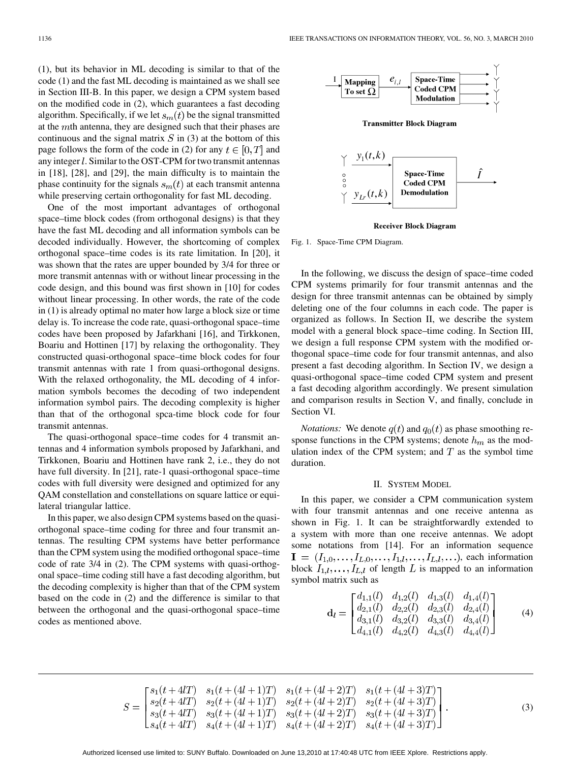(1), but its behavior in ML decoding is similar to that of the code (1) and the fast ML decoding is maintained as we shall see in Section III-B. In this paper, we design a CPM system based on the modified code in (2), which guarantees a fast decoding algorithm. Specifically, if we let $s_m(t)$ be the signal transmitted at the $m$th antenna, they are designed such that their phases are continuous and the signal matrix $S$ in (3) at the bottom of this page follows the form of the code in (2) for any $t \in [0, T]$ and any integer $l$. Similar to the OST-CPM for two transmit antennas in [18], [28], and [29], the main difficulty is to maintain the phase continuity for the signals $s_m(t)$ at each transmit antenna while preserving certain orthogonality for fast ML decoding.

One of the most important advantages of orthogonal space–time block codes (from orthogonal designs) is that they have the fast ML decoding and all information symbols can be decoded individually. However, the shortcoming of complex orthogonal space–time codes is its rate limitation. In [20], it was shown that the rates are upper bounded by 3/4 for three or more transmit antennas with or without linear processing in the code design, and this bound was first shown in [10] for codes without linear processing. In other words, the rate of the code in (1) is already optimal no mater how large a block size or time delay is. To increase the code rate, quasi-orthogonal space–time codes have been proposed by Jafarkhani [16], and Tirkkonen, Boariu and Hottinen [17] by relaxing the orthogonality. They constructed quasi-orthogonal space–time block codes for four transmit antennas with rate 1 from quasi-orthogonal designs. With the relaxed orthogonality, the ML decoding of 4 information symbols becomes the decoding of two independent information symbol pairs. The decoding complexity is higher than that of the orthogonal spca-time block code for four transmit antennas.

The quasi-orthogonal space–time codes for 4 transmit antennas and 4 information symbols proposed by Jafarkhani, and Tirkkonen, Boariu and Hottinen have rank 2, i.e., they do not have full diversity. In [21], rate-1 quasi-orthogonal space–time codes with full diversity were designed and optimized for any QAM constellation and constellations on square lattice or equilateral triangular lattice.

In this paper, we also design CPM systems based on the quasi-orthogonal space–time coding for three and four transmit antennas. The resulting CPM systems have better performance than the CPM system using the modified orthogonal space–time code of rate 3/4 in (2). The CPM systems with quasi-orthogonal space–time coding still have a fast decoding algorithm, but the decoding complexity is higher than that of the CPM system based on the code in (2) and the difference is similar to that between the orthogonal and the quasi-orthogonal space–time codes as mentioned above.

Fig. 1. Space-Time CPM Diagram.

In the following, we discuss the design of space–time coded CPM systems primarily for four transmit antennas and the design for three transmit antennas can be obtained by simply deleting one of the four columns in each code. The paper is organized as follows. In Section II, we describe the system model with a general block space–time coding. In Section III, we design a full response CPM system with the modified orthogonal space–time code for four transmit antennas, and also present a fast decoding algorithm. In Section IV, we design a quasi-orthogonal space–time coded CPM system and present a fast decoding algorithm accordingly. We present simulation and comparison results in Section V, and finally, conclude in Section VI.

*Notations:* We denote $q(t)$ and $q_0(t)$ as phase smoothing response functions in the CPM systems; denote $h_m$ as the modulation index of the CPM system; and $T$ as the symbol time duration.

## II. System Model

In this paper, we consider a CPM communication system with four transmit antennas and one receive antenna as shown in Fig. 1. It can be straightforwardly extended to a system with more than one receive antennas. We adopt some notations from [14]. For an information sequence $\mathbf{I} = (I_{1,0}, \ldots, I_{L,0}, \ldots, I_{1,l}, \ldots, I_{L,l}, \ldots)$, each information block $I_{1,l}, \ldots, I_{L,l}$ of length $L$ is mapped to an information symbol matrix such as

$$\mathbf{d}_l = \begin{bmatrix} d_{1,1}(l) & d_{1,2}(l) & d_{1,3}(l) & d_{1,4}(l) \\ d_{2,1}(l) & d_{2,2}(l) & d_{2,3}(l) & d_{2,4}(l) \\ d_{3,1}(l) & d_{3,2}(l) & d_{3,3}(l) & d_{3,4}(l) \\ d_{4,1}(l) & d_{4,2}(l) & d_{4,3}(l) & d_{4,4}(l) \end{bmatrix} \tag{4}$$

$$S = \begin{bmatrix} s_1(t+4lT) & s_1(t+(4l+1)T) & s_1(t+(4l+2)T) & s_1(t+(4l+3)T) \\ s_2(t+4lT) & s_2(t+(4l+1)T) & s_2(t+(4l+2)T) & s_2(t+(4l+3)T) \\ s_3(t+4lT) & s_3(t+(4l+1)T) & s_3(t+(4l+2)T) & s_3(t+(4l+3)T) \\ s_4(t+4lT) & s_4(t+(4l+1)T) & s_4(t+(4l+2)T) & s_4(t+(4l+3)T) \end{bmatrix}. \tag{3}$$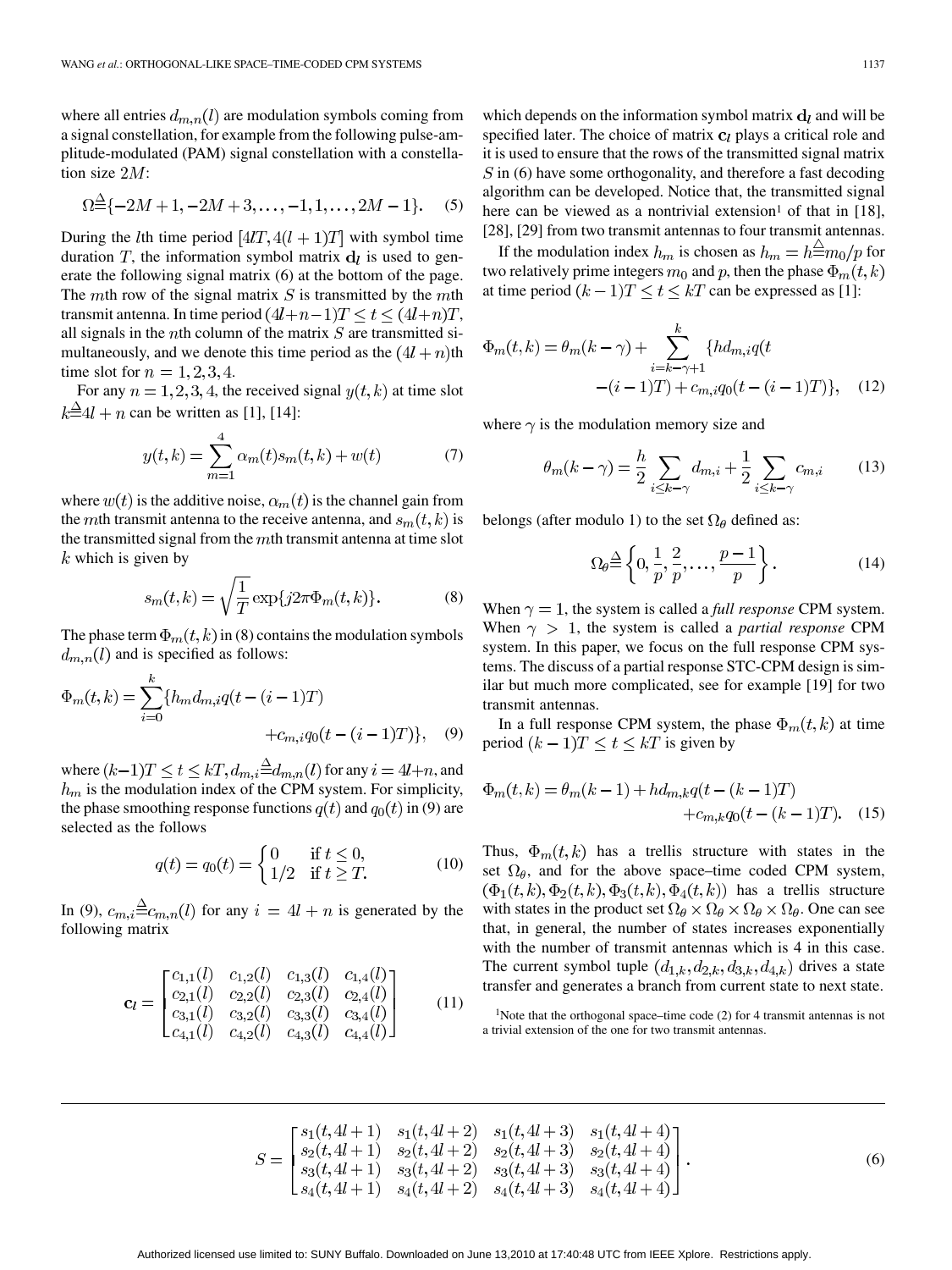where all entries $d_{m,n}(l)$ are modulation symbols coming from a signal constellation, for example from the following pulse-amplitude-modulated (PAM) signal constellation with a constellation size $2M$:

$$\Omega \stackrel{\triangle}{=} \{-2M+1, -2M+3, \ldots, -1, 1, \ldots, 2M-1\}. \quad (5)$$

During the $l$th time period $[4lT, 4(l+1)T]$ with symbol time duration $T$, the information symbol matrix $\mathbf{d}_l$ is used to generate the following signal matrix (6) at the bottom of the page. The $m$th row of the signal matrix $S$ is transmitted by the $m$th transmit antenna. In time period $(4l+n-1)T \leq t \leq (4l+n)T$, all signals in the $n$th column of the matrix $S$ are transmitted simultaneously, and we denote this time period as the $(4l+n)$th time slot for $n = 1, 2, 3, 4$.

$$S = \begin{bmatrix} s_1(t,4l+1) & s_1(t,4l+2) & s_1(t,4l+3) & s_1(t,4l+4) \\ s_2(t,4l+1) & s_2(t,4l+2) & s_2(t,4l+3) & s_2(t,4l+4) \\ s_3(t,4l+1) & s_3(t,4l+2) & s_3(t,4l+3) & s_3(t,4l+4) \\ s_4(t,4l+1) & s_4(t,4l+2) & s_4(t,4l+3) & s_4(t,4l+4) \end{bmatrix}. \quad (6)$$

For any $n = 1, 2, 3, 4$, the received signal $y(t,k)$ at time slot $k \stackrel{\triangle}{=} 4l+n$ can be written as [1], [14]:

$$y(t,k) = \sum_{m=1}^{4} \alpha_m(t) s_m(t,k) + w(t) \quad (7)$$

where $w(t)$ is the additive noise, $\alpha_m(t)$ is the channel gain from the $m$th transmit antenna to the receive antenna, and $s_m(t,k)$ is the transmitted signal from the $m$th transmit antenna at time slot $k$ which is given by

$$s_m(t,k) = \sqrt{\frac{1}{T}} \exp\{j2\pi\Phi_m(t,k)\}. \quad (8)$$

The phase term $\Phi_m(t,k)$ in (8) contains the modulation symbols $d_{m,n}(l)$ and is specified as follows:

$$\Phi_m(t,k) = \sum_{i=0}^{k} \{h_m d_{m,i} q(t-(i-1)T) + c_{m,i} q_0(t-(i-1)T)\}, \quad (9)$$

where $(k-1)T \leq t \leq kT$, $d_{m,i} \stackrel{\triangle}{=} d_{m,n}(l)$ for any $i = 4l+n$, and $h_m$ is the modulation index of the CPM system. For simplicity, the phase smoothing response functions $q(t)$ and $q_0(t)$ in (9) are selected as the follows

$$q(t) = q_0(t) = \begin{cases} 0 & \text{if } t \leq 0, \\ 1/2 & \text{if } t \geq T. \end{cases} \quad (10)$$

In (9), $c_{m,i} \stackrel{\triangle}{=} c_{m,n}(l)$ for any $i = 4l+n$ is generated by the following matrix

$$\mathbf{c}_l = \begin{bmatrix} c_{1,1}(l) & c_{1,2}(l) & c_{1,3}(l) & c_{1,4}(l) \\ c_{2,1}(l) & c_{2,2}(l) & c_{2,3}(l) & c_{2,4}(l) \\ c_{3,1}(l) & c_{3,2}(l) & c_{3,3}(l) & c_{3,4}(l) \\ c_{4,1}(l) & c_{4,2}(l) & c_{4,3}(l) & c_{4,4}(l) \end{bmatrix} \quad (11)$$

which depends on the information symbol matrix $\mathbf{d}_l$ and will be specified later. The choice of matrix $\mathbf{c}_l$ plays a critical role and it is used to ensure that the rows of the transmitted signal matrix $S$ in (6) have some orthogonality, and therefore a fast decoding algorithm can be developed. Notice that, the transmitted signal here can be viewed as a nontrivial extension[1] of that in [18], [28], [29] from two transmit antennas to four transmit antennas.

If the modulation index $h_m$ is chosen as $h_m = h \stackrel{\triangle}{=} m_0/p$ for two relatively prime integers $m_0$ and $p$, then the phase $\Phi_m(t,k)$ at time period $(k-1)T \leq t \leq kT$ can be expressed as [1]:

$$\Phi_m(t,k) = \theta_m(k-\gamma) + \sum_{i=k-\gamma+1}^{k} \{h d_{m,i} q(t-(i-1)T) + c_{m,i} q_0(t-(i-1)T)\}, \quad (12)$$

where $\gamma$ is the modulation memory size and

$$\theta_m(k-\gamma) = \frac{h}{2} \sum_{i \leq k-\gamma} d_{m,i} + \frac{1}{2} \sum_{i \leq k-\gamma} c_{m,i} \quad (13)$$

belongs (after modulo 1) to the set $\Omega_\theta$ defined as:

$$\Omega_\theta \stackrel{\triangle}{=} \left\{0, \frac{1}{p}, \frac{2}{p}, \ldots, \frac{p-1}{p}\right\}. \quad (14)$$

When $\gamma = 1$, the system is called a *full response* CPM system. When $\gamma > 1$, the system is called a *partial response* CPM system. In this paper, we focus on the full response CPM systems. The discuss of a partial response STC-CPM design is similar but much more complicated, see for example [19] for two transmit antennas.

In a full response CPM system, the phase $\Phi_m(t,k)$ at time period $(k-1)T \leq t \leq kT$ is given by

$$\Phi_m(t,k) = \theta_m(k-1) + h d_{m,k} q(t-(k-1)T) + c_{m,k} q_0(t-(k-1)T). \quad (15)$$

Thus, $\Phi_m(t,k)$ has a trellis structure with states in the set $\Omega_\theta$, and for the above space–time coded CPM system, $(\Phi_1(t,k), \Phi_2(t,k), \Phi_3(t,k), \Phi_4(t,k))$ has a trellis structure with states in the product set $\Omega_\theta \times \Omega_\theta \times \Omega_\theta \times \Omega_\theta$. One can see that, in general, the number of states increases exponentially with the number of transmit antennas which is 4 in this case. The current symbol tuple $(d_{1,k}, d_{2,k}, d_{3,k}, d_{4,k})$ drives a state transfer and generates a branch from current state to next state.

[1]Note that the orthogonal space–time code (2) for 4 transmit antennas is not a trivial extension of the one for two transmit antennas.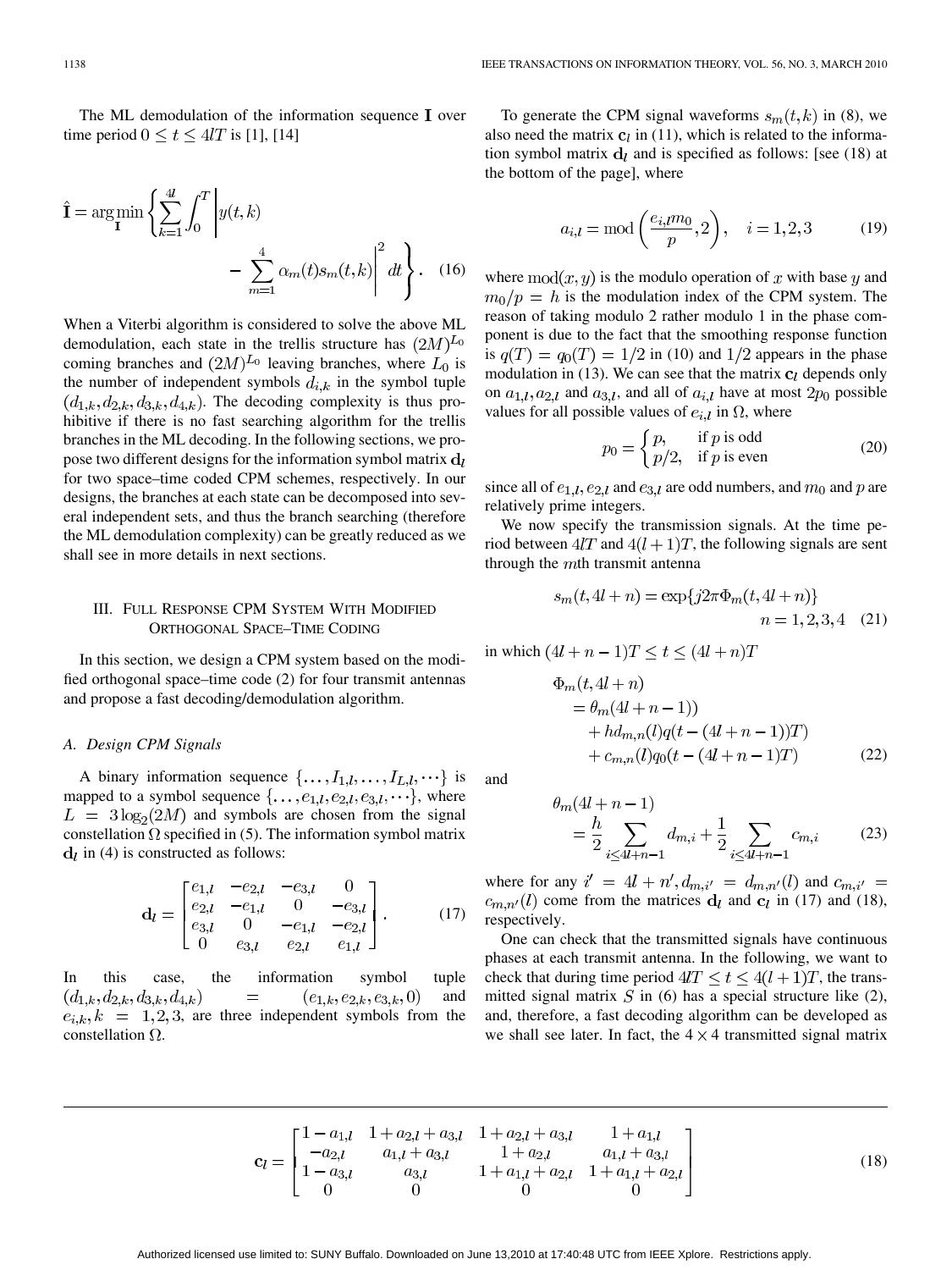The ML demodulation of the information sequence $\mathbf{I}$ over time period $0 \leq t \leq 4lT$ is [1], [14]

$$\hat{\mathbf{I}} = \arg\min_{\mathbf{I}} \left\{ \sum_{k=1}^{4l} \int_0^T \left| y(t,k) - \sum_{m=1}^{4} \alpha_m(t) s_m(t,k) \right|^2 dt \right\}. \quad (16)$$

When a Viterbi algorithm is considered to solve the above ML demodulation, each state in the trellis structure has $(2M)^{L_0}$ coming branches and $(2M)^{L_0}$ leaving branches, where $L_0$ is the number of independent symbols $d_{i,k}$ in the symbol tuple $(d_{1,k}, d_{2,k}, d_{3,k}, d_{4,k})$. The decoding complexity is thus prohibitive if there is no fast searching algorithm for the trellis branches in the ML decoding. In the following sections, we propose two different designs for the information symbol matrix $\mathbf{d}_l$ for two space–time coded CPM schemes, respectively. In our designs, the branches at each state can be decomposed into several independent sets, and thus the branch searching (therefore the ML demodulation complexity) can be greatly reduced as we shall see in more details in next sections.

## III. Full Response CPM System With Modified Orthogonal Space–Time Coding

In this section, we design a CPM system based on the modified orthogonal space–time code (2) for four transmit antennas and propose a fast decoding/demodulation algorithm.

### A. Design CPM Signals

A binary information sequence $\{\ldots, I_{1,l}, \ldots, I_{L,l}, \cdots\}$ is mapped to a symbol sequence $\{\ldots, e_{1,l}, e_{2,l}, e_{3,l}, \cdots\}$, where $L = 3\log_2(2M)$ and symbols are chosen from the signal constellation $\Omega$ specified in (5). The information symbol matrix $\mathbf{d}_l$ in (4) is constructed as follows:

$$\mathbf{d}_l = \begin{bmatrix} e_{1,l} & -e_{2,l} & -e_{3,l} & 0 \\ e_{2,l} & -e_{1,l} & 0 & -e_{3,l} \\ e_{3,l} & 0 & -e_{1,l} & -e_{2,l} \\ 0 & e_{3,l} & e_{2,l} & e_{1,l} \end{bmatrix}. \quad (17)$$

In this case, the information symbol tuple $(d_{1,k}, d_{2,k}, d_{3,k}, d_{4,k}) = (e_{1,k}, e_{2,k}, e_{3,k}, 0)$ and $e_{i,k}, k = 1, 2, 3$, are three independent symbols from the constellation $\Omega$.

To generate the CPM signal waveforms $s_m(t,k)$ in (8), we also need the matrix $\mathbf{c}_l$ in (11), which is related to the information symbol matrix $\mathbf{d}_l$ and is specified as follows: [see (18) at the bottom of the page], where

$$a_{i,l} = \mathrm{mod}\left(\frac{e_{i,l} m_0}{p}, 2\right), \quad i = 1, 2, 3 \quad (19)$$

where $\mathrm{mod}(x,y)$ is the modulo operation of $x$ with base $y$ and $m_0/p = h$ is the modulation index of the CPM system. The reason of taking modulo 2 rather modulo 1 in the phase component is due to the fact that the smoothing response function is $q(T) = q_0(T) = 1/2$ in (10) and $1/2$ appears in the phase modulation in (13). We can see that the matrix $\mathbf{c}_l$ depends only on $a_{1,l}, a_{2,l}$ and $a_{3,l}$, and all of $a_{i,l}$ have at most $2p_0$ possible values for all possible values of $e_{i,l}$ in $\Omega$, where

$$p_0 = \begin{cases} p, & \text{if } p \text{ is odd} \\ p/2, & \text{if } p \text{ is even} \end{cases} \quad (20)$$

since all of $e_{1,l}, e_{2,l}$ and $e_{3,l}$ are odd numbers, and $m_0$ and $p$ are relatively prime integers.

We now specify the transmission signals. At the time period between $4lT$ and $4(l+1)T$, the following signals are sent through the $m$th transmit antenna

$$s_m(t, 4l+n) = \exp\{j2\pi\Phi_m(t, 4l+n)\} \quad n = 1, 2, 3, 4 \quad (21)$$

in which $(4l+n-1)T \leq t \leq (4l+n)T$

$$\begin{aligned} \Phi_m(t, 4l+n) &= \theta_m(4l+n-1)) \\ &\quad + h d_{m,n}(l) q(t - (4l+n-1))T) \\ &\quad + c_{m,n}(l) q_0(t - (4l+n-1)T) \end{aligned} \quad (22)$$

and

$$\theta_m(4l+n-1) = \frac{h}{2} \sum_{i \leq 4l+n-1} d_{m,i} + \frac{1}{2} \sum_{i \leq 4l+n-1} c_{m,i} \quad (23)$$

where for any $i' = 4l+n', d_{m,i'} = d_{m,n'}(l)$ and $c_{m,i'} = c_{m,n'}(l)$ come from the matrices $\mathbf{d}_l$ and $\mathbf{c}_l$ in (17) and (18), respectively.

One can check that the transmitted signals have continuous phases at each transmit antenna. In the following, we want to check that during time period $4lT \leq t \leq 4(l+1)T$, the transmitted signal matrix $S$ in (6) has a special structure like (2), and, therefore, a fast decoding algorithm can be developed as we shall see later. In fact, the $4 \times 4$ transmitted signal matrix

$$\mathbf{c}_l = \begin{bmatrix} 1 - a_{1,l} & 1 + a_{2,l} + a_{3,l} & 1 + a_{2,l} + a_{3,l} & 1 + a_{1,l} \\ -a_{2,l} & a_{1,l} + a_{3,l} & 1 + a_{2,l} & a_{1,l} + a_{3,l} \\ 1 - a_{3,l} & a_{3,l} & 1 + a_{1,l} + a_{2,l} & 1 + a_{1,l} + a_{2,l} \\ 0 & 0 & 0 & 0 \end{bmatrix} \quad (18)$$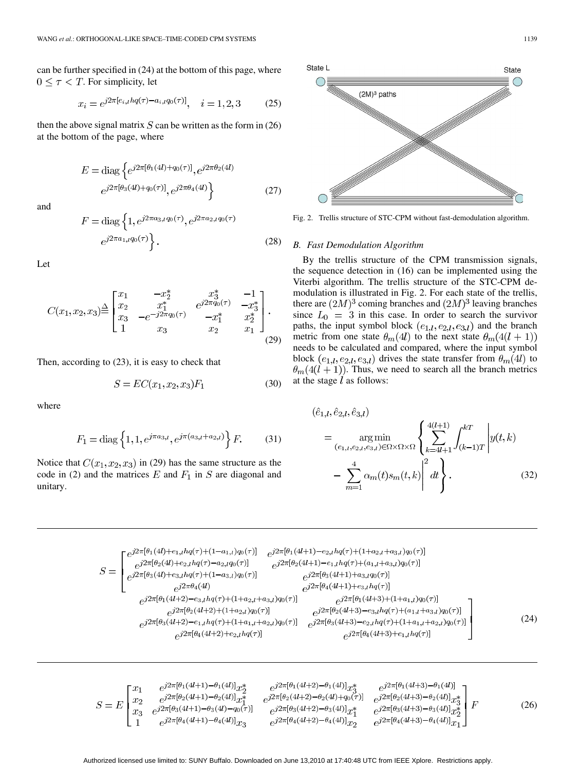can be further specified in (24) at the bottom of this page, where $0 \leq \tau < T$. For simplicity, let

$$x_i = e^{j2\pi[e_{i,l}hq(\tau) - a_{i,l}q_0(\tau)]}, \quad i = 1, 2, 3 \tag{25}$$

then the above signal matrix $S$ can be written as the form in (26) at the bottom of the page, where

$$E = \mathrm{diag}\left\{e^{j2\pi[\theta_1(4l)+q_0(\tau)]}, e^{j2\pi\theta_2(4l)} \right. \\ \left. e^{j2\pi[\theta_3(4l)+q_0(\tau)]}, e^{j2\pi\theta_4(4l)}\right\} \tag{27}$$

and

$$F = \mathrm{diag}\left\{1, e^{j2\pi a_{3,l}q_0(\tau)}, e^{j2\pi a_{2,l}q_0(\tau)} \right. \\ \left. e^{j2\pi a_{1,l}q_0(\tau)}\right\}. \tag{28}$$

Let

$$C(x_1, x_2, x_3) \triangleq \begin{bmatrix} x_1 & -x_2^* & x_3^* & -1 \\ x_2 & x_1^* & e^{j2\pi q_0(\tau)} & -x_3^* \\ x_3 & -e^{-j2\pi q_0(\tau)} & -x_1^* & x_2^* \\ 1 & x_3 & x_2 & x_1 \end{bmatrix}. \tag{29}$$

Then, according to (23), it is easy to check that

$$S = EC(x_1, x_2, x_3)F_1 \tag{30}$$

where

$$F_1 = \mathrm{diag}\left\{1, 1, e^{j\pi a_{3,l}}, e^{j\pi(a_{3,l}+a_{2,l})}\right\} F. \tag{31}$$

Notice that $C(x_1, x_2, x_3)$ in (29) has the same structure as the code in (2) and the matrices $E$ and $F_1$ in $S$ are diagonal and unitary.

Fig. 2. Trellis structure of STC-CPM without fast-demodulation algorithm.

### B. Fast Demodulation Algorithm

By the trellis structure of the CPM transmission signals, the sequence detection in (16) can be implemented using the Viterbi algorithm. The trellis structure of the STC-CPM demodulation is illustrated in Fig. 2. For each state of the trellis, there are $(2M)^3$ coming branches and $(2M)^3$ leaving branches since $L_0 = 3$ in this case. In order to search the survivor paths, the input symbol block $(e_{1,l}, e_{2,l}, e_{3,l})$ and the branch metric from one state $\theta_m(4l)$ to the next state $\theta_m(4(l+1))$ needs to be calculated and compared, where the input symbol block $(e_{1,l}, e_{2,l}, e_{3,l})$ drives the state transfer from $\theta_m(4l)$ to $\theta_m(4(l+1))$. Thus, we need to search all the branch metrics at the stage $l$ as follows:

$$(\hat{e}_{1,l}, \hat{e}_{2,l}, \hat{e}_{3,l}) \\ = \underset{(e_{1,l}, e_{2,l}, e_{3,l}) \in \Omega\times\Omega\times\Omega}{\arg\min} \left\{ \sum_{k=4l+1}^{4(l+1)} \int_{(k-1)T}^{kT} \left| y(t,k) - \sum_{m=1}^{4} \alpha_m(t) s_m(t,k) \right|^2 dt \right\}. \tag{32}$$

$$S = \left[\begin{matrix} e^{j2\pi[\theta_1(4l)+e_{1,l}hq(\tau)+(1-a_{1,l})q_0(\tau)]} & e^{j2\pi[\theta_1(4l+1)-e_{2,l}hq(\tau)+(1+a_{2,l}+a_{3,l})q_0(\tau)]} \\ e^{j2\pi[\theta_2(4l)+e_{2,l}hq(\tau)-a_{2,l}q_0(\tau)]} & e^{j2\pi[\theta_2(4l+1)-e_{1,l}hq(\tau)+(a_{1,l}+a_{3,l})q_0(\tau)]} \\ e^{j2\pi[\theta_3(4l)+e_{3,l}hq(\tau)+(1-a_{3,l})q_0(\tau)]} & e^{j2\pi[\theta_3(4l+1)+a_{3,l}q_0(\tau)]} \\ e^{j2\pi\theta_4(4l)} & e^{j2\pi[\theta_4(4l+1)+e_{3,l}hq(\tau)]} \end{matrix}\right. \\ \left.\begin{matrix} e^{j2\pi[\theta_1(4l+2)-e_{3,l}hq(\tau)+(1+a_{2,l}+a_{3,l})q_0(\tau)]} & e^{j2\pi[\theta_1(4l+3)+(1+a_{1,l})q_0(\tau)]} \\ e^{j2\pi[\theta_2(4l+2)+(1+a_{2,l})q_0(\tau)]} & e^{j2\pi[\theta_2(4l+3)-e_{3,l}hq(\tau)+(a_{1,l}+a_{3,l})q_0(\tau)]} \\ e^{j2\pi[\theta_3(4l+2)-e_{1,l}hq(\tau)+(1+a_{1,l}+a_{2,l})q_0(\tau)]} & e^{j2\pi[\theta_3(4l+3)-e_{2,l}hq(\tau)+(1+a_{1,l}+a_{2,l})q_0(\tau)]} \\ e^{j2\pi[\theta_4(4l+2)+e_{2,l}hq(\tau)]} & e^{j2\pi[\theta_4(4l+3)+e_{1,l}hq(\tau)]} \end{matrix}\right] \tag{24}$$

$$S = E\begin{bmatrix} x_1 & e^{j2\pi[\theta_1(4l+1)-\theta_1(4l)]}x_2^* & e^{j2\pi[\theta_1(4l+2)-\theta_1(4l)]}x_3^* & e^{j2\pi[\theta_1(4l+3)-\theta_1(4l)]} \\ x_2 & e^{j2\pi[\theta_2(4l+1)-\theta_2(4l)]}x_1^* & e^{j2\pi[\theta_2(4l+2)-\theta_2(4l)+q_0(\tau)]} & e^{j2\pi[\theta_2(4l+3)-\theta_2(4l)]}x_3^* \\ x_3 & e^{j2\pi[\theta_3(4l+1)-\theta_3(4l)-q_0(\tau)]} & e^{j2\pi[\theta_3(4l+2)-\theta_3(4l)]}x_1^* & e^{j2\pi[\theta_3(4l+3)-\theta_3(4l)]}x_2^* \\ 1 & e^{j2\pi[\theta_4(4l+1)-\theta_4(4l)]}x_3 & e^{j2\pi[\theta_4(4l+2)-\theta_4(4l)]}x_2 & e^{j2\pi[\theta_4(4l+3)-\theta_4(4l)]}x_1 \end{bmatrix} F \tag{26}$$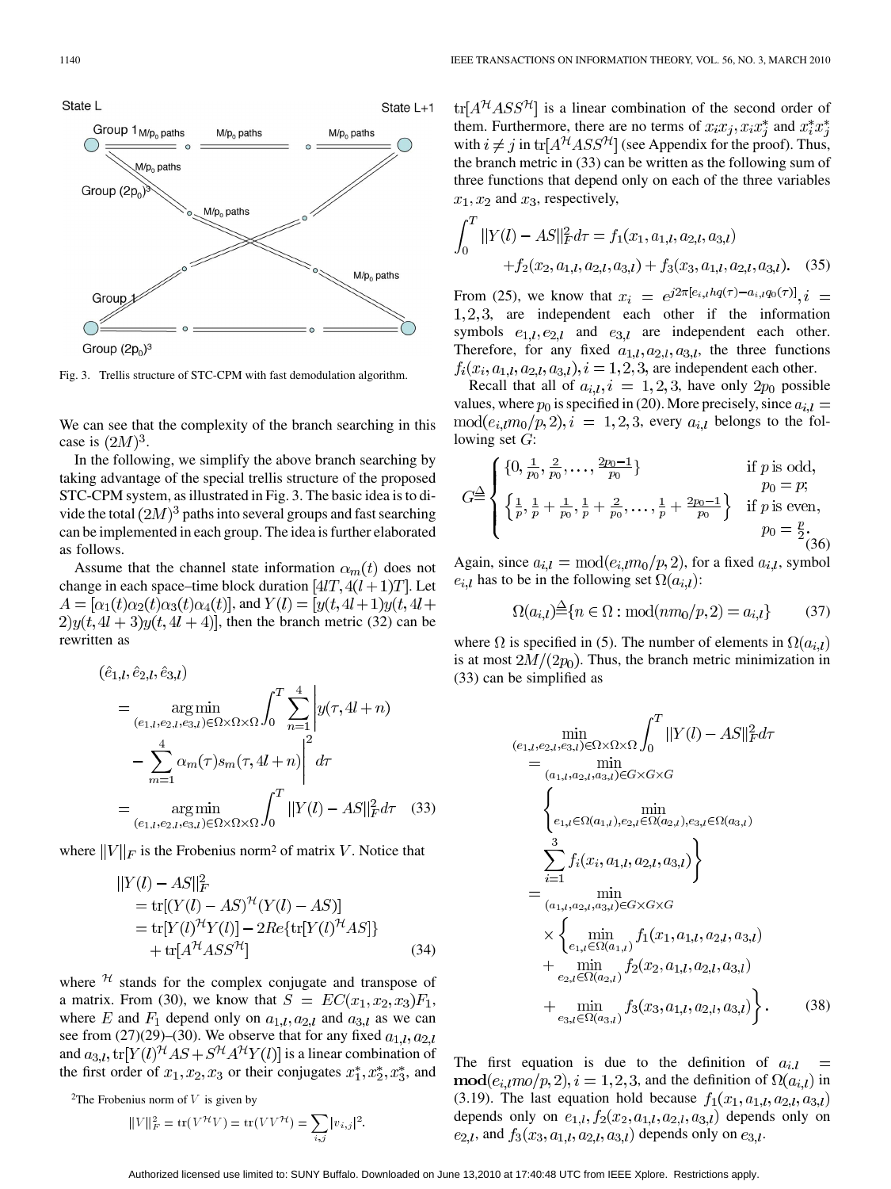Fig. 3. Trellis structure of STC-CPM with fast demodulation algorithm.

We can see that the complexity of the branch searching in this case is $(2M)^3$.

In the following, we simplify the above branch searching by taking advantage of the special trellis structure of the proposed STC-CPM system, as illustrated in Fig. 3. The basic idea is to divide the total $(2M)^3$ paths into several groups and fast searching can be implemented in each group. The idea is further elaborated as follows.

Assume that the channel state information $\alpha_m(t)$ does not change in each space–time block duration $[4lT, 4(l+1)T]$. Let $A = [\alpha_1(t)\alpha_2(t)\alpha_3(t)\alpha_4(t)]$, and $Y(l) = [y(t, 4l+1)y(t, 4l+2)y(t, 4l+3)y(t, 4l+4)]$, then the branch metric (32) can be rewritten as

$$
\begin{aligned}
(\hat{e}_{1,l}, \hat{e}_{2,l}, \hat{e}_{3,l}) &= \underset{(e_{1,l}, e_{2,l}, e_{3,l}) \in \Omega\times\Omega\times\Omega}{\arg\min} \int_0^T \sum_{n=1}^{4} \Bigg| y(\tau, 4l+n) \\
&\quad - \sum_{m=1}^{4} \alpha_m(\tau) s_m(\tau, 4l+n) \Bigg|^2 d\tau \\
&= \underset{(e_{1,l}, e_{2,l}, e_{3,l}) \in \Omega\times\Omega\times\Omega}{\arg\min} \int_0^T \|Y(l) - AS\|_F^2 d\tau \quad (33)
\end{aligned}
$$

where $\|V\|_F$ is the Frobenius norm[2] of matrix $V$. Notice that

$$
\begin{aligned}
&\|Y(l) - AS\|_F^2 \\
&= \mathrm{tr}[(Y(l) - AS)^{\mathcal{H}}(Y(l) - AS)] \\
&= \mathrm{tr}[Y(l)^{\mathcal{H}}Y(l)] - 2Re\{\mathrm{tr}[Y(l)^{\mathcal{H}}AS]\} \\
&\quad + \mathrm{tr}[A^{\mathcal{H}}ASS^{\mathcal{H}}] \quad (34)
\end{aligned}
$$

where ${}^{\mathcal{H}}$ stands for the complex conjugate and transpose of a matrix. From (30), we know that $S = EC(x_1, x_2, x_3)F_1$, where $E$ and $F_1$ depend only on $a_{1,l}, a_{2,l}$ and $a_{3,l}$ as we can see from (27)(29)–(30). We observe that for any fixed $a_{1,l}, a_{2,l}$ and $a_{3,l}$, $\mathrm{tr}[Y(l)^{\mathcal{H}}AS + S^{\mathcal{H}}A^{\mathcal{H}}Y(l)]$ is a linear combination of the first order of $x_1, x_2, x_3$ or their conjugates $x_1^*, x_2^*, x_3^*$, and $\mathrm{tr}[A^{\mathcal{H}}ASS^{\mathcal{H}}]$ is a linear combination of the second order of them. Furthermore, there are no terms of $x_i x_j, x_i x_j^*$ and $x_i^* x_j^*$ with $i \neq j$ in $\mathrm{tr}[A^{\mathcal{H}}ASS^{\mathcal{H}}]$ (see Appendix for the proof). Thus, the branch metric in (33) can be written as the following sum of three functions that depend only on each of the three variables $x_1, x_2$ and $x_3$, respectively,

$$
\begin{aligned}
\int_0^T \|Y(l) - AS\|_F^2 d\tau &= f_1(x_1, a_{1,l}, a_{2,l}, a_{3,l}) \\
&\quad + f_2(x_2, a_{1,l}, a_{2,l}, a_{3,l}) + f_3(x_3, a_{1,l}, a_{2,l}, a_{3,l}). \quad (35)
\end{aligned}
$$

From (25), we know that $x_i = e^{j2\pi[e_{i,l}hq(\tau) - a_{i,l}q_0(\tau)]}, i = 1, 2, 3$, are independent each other if the information symbols $e_{1,l}, e_{2,l}$ and $e_{3,l}$ are independent each other. Therefore, for any fixed $a_{1,l}, a_{2,l}, a_{3,l}$, the three functions $f_i(x_i, a_{1,l}, a_{2,l}, a_{3,l}), i = 1, 2, 3,$ are independent each other.

Recall that all of $a_{i,l}, i = 1, 2, 3$, have only $2p_0$ possible values, where $p_0$ is specified in (20). More precisely, since $a_{i,l} = \mathrm{mod}(e_{i,l}m_0/p, 2), i = 1, 2, 3$, every $a_{i,l}$ belongs to the following set $G$:

$$
G \triangleq \begin{cases} \{0, \frac{1}{p_0}, \frac{2}{p_0}, \ldots, \frac{2p_0 - 1}{p_0}\} & \text{if } p \text{ is odd}, \; p_0 = p; \\ \left\{\frac{1}{p}, \frac{1}{p} + \frac{1}{p_0}, \frac{1}{p} + \frac{2}{p_0}, \ldots, \frac{1}{p} + \frac{2p_0 - 1}{p_0}\right\} & \text{if } p \text{ is even}, \; p_0 = \frac{p}{2}. \end{cases} \quad (36)
$$

Again, since $a_{i,l} = \mathrm{mod}(e_{i,l}m_0/p, 2)$, for a fixed $a_{i,l}$, symbol $e_{i,l}$ has to be in the following set $\Omega(a_{i,l})$:

$$
\Omega(a_{i,l}) \triangleq \{n \in \Omega : \mathrm{mod}(nm_0/p, 2) = a_{i,l}\} \quad (37)
$$

where $\Omega$ is specified in (5). The number of elements in $\Omega(a_{i,l})$ is at most $2M/(2p_0)$. Thus, the branch metric minimization in (33) can be simplified as

$$
\begin{aligned}
&\min_{(e_{1,l}, e_{2,l}, e_{3,l}) \in \Omega\times\Omega\times\Omega} \int_0^T \|Y(l) - AS\|_F^2 d\tau \\
&= \min_{(a_{1,l}, a_{2,l}, a_{3,l}) \in G\times G\times G} \\
&\quad \left\{ \min_{e_{1,l} \in \Omega(a_{1,l}), e_{2,l} \in \Omega(a_{2,l}), e_{3,l} \in \Omega(a_{3,l})} \sum_{i=1}^{3} f_i(x_i, a_{1,l}, a_{2,l}, a_{3,l}) \right\} \\
&= \min_{(a_{1,l}, a_{2,l}, a_{3,l}) \in G\times G\times G} \\
&\quad \times \left\{ \min_{e_{1,l} \in \Omega(a_{1,l})} f_1(x_1, a_{1,l}, a_{2,l}, a_{3,l}) \right. \\
&\quad + \min_{e_{2,l} \in \Omega(a_{2,l})} f_2(x_2, a_{1,l}, a_{2,l}, a_{3,l}) \\
&\quad \left. + \min_{e_{3,l} \in \Omega(a_{3,l})} f_3(x_3, a_{1,l}, a_{2,l}, a_{3,l}) \right\}. \quad (38)
\end{aligned}
$$

The first equation is due to the definition of $a_{i,l} = \mathbf{mod}(e_{i,l}mo/p, 2), i = 1, 2, 3$, and the definition of $\Omega(a_{i,l})$ in (3.19). The last equation hold because $f_1(x_1, a_{1,l}, a_{2,l}, a_{3,l})$ depends only on $e_{1,l}, f_2(x_2, a_{1,l}, a_{2,l}, a_{3,l})$ depends only on $e_{2,l}$, and $f_3(x_3, a_{1,l}, a_{2,l}, a_{3,l})$ depends only on $e_{3,l}$.

[2] The Frobenius norm of $V$ is given by

$$
\|V\|_F^2 = \mathrm{tr}(V^{\mathcal{H}}V) = \mathrm{tr}(VV^{\mathcal{H}}) = \sum_{i,j} |v_{i,j}|^2.
$$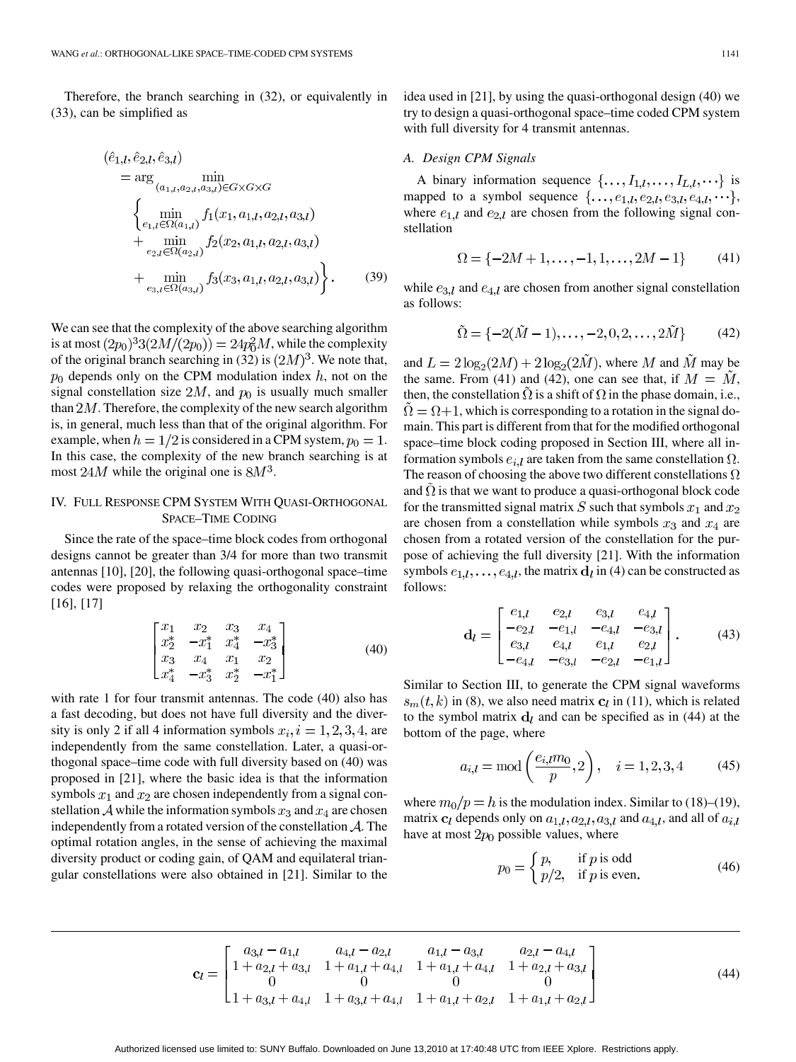Therefore, the branch searching in (32), or equivalently in (33), can be simplified as

$$
\begin{aligned}
(\hat{e}_{1,l}, \hat{e}_{2,l}, \hat{e}_{3,l}) &= \arg \min_{(a_{1,l},a_{2,l},a_{3,l})\in G\times G\times G} \\
&\quad \Bigg\{ \min_{e_{1,l}\in\Omega(a_{1,l})} f_1(x_1, a_{1,l}, a_{2,l}, a_{3,l}) \\
&\quad + \min_{e_{2,l}\in\Omega(a_{2,l})} f_2(x_2, a_{1,l}, a_{2,l}, a_{3,l}) \\
&\quad + \min_{e_{3,l}\in\Omega(a_{3,l})} f_3(x_3, a_{1,l}, a_{2,l}, a_{3,l}) \Bigg\}. \qquad (39)
\end{aligned}
$$

We can see that the complexity of the above searching algorithm is at most $(2p_0)^3 3(2M/(2p_0)) = 24p_0^2 M$, while the complexity of the original branch searching in (32) is $(2M)^3$. We note that, $p_0$ depends only on the CPM modulation index $h$, not on the signal constellation size $2M$, and $p_0$ is usually much smaller than $2M$. Therefore, the complexity of the new search algorithm is, in general, much less than that of the original algorithm. For example, when $h = 1/2$ is considered in a CPM system, $p_0 = 1$. In this case, the complexity of the new branch searching is at most $24M$ while the original one is $8M^3$.

## IV. Full Response CPM System With Quasi-Orthogonal Space–Time Coding

Since the rate of the space–time block codes from orthogonal designs cannot be greater than 3/4 for more than two transmit antennas [10], [20], the following quasi-orthogonal space–time codes were proposed by relaxing the orthogonality constraint [16], [17]

$$
\begin{bmatrix}
x_1 & x_2 & x_3 & x_4 \\
x_2^* & -x_1^* & x_4^* & -x_3^* \\
x_3 & x_4 & x_1 & x_2 \\
x_4^* & -x_3^* & x_2^* & -x_1^*
\end{bmatrix} \qquad (40)
$$

with rate 1 for four transmit antennas. The code (40) also has a fast decoding, but does not have full diversity and the diversity is only 2 if all 4 information symbols $x_i, i = 1, 2, 3, 4$, are independently from the same constellation. Later, a quasi-orthogonal space–time code with full diversity based on (40) was proposed in [21], where the basic idea is that the information symbols $x_1$ and $x_2$ are chosen independently from a signal constellation $\mathcal{A}$ while the information symbols $x_3$ and $x_4$ are chosen independently from a rotated version of the constellation $\mathcal{A}$. The optimal rotation angles, in the sense of achieving the maximal diversity product or coding gain, of QAM and equilateral triangular constellations were also obtained in [21]. Similar to the idea used in [21], by using the quasi-orthogonal design (40) we try to design a quasi-orthogonal space–time coded CPM system with full diversity for 4 transmit antennas.

### A. Design CPM Signals

A binary information sequence $\{\ldots, I_{1,l}, \ldots, I_{L,l}, \cdots\}$ is mapped to a symbol sequence $\{\ldots, e_{1,l}, e_{2,l}, e_{3,l}, e_{4,l}, \cdots\}$, where $e_{1,l}$ and $e_{2,l}$ are chosen from the following signal constellation

$$
\Omega = \{-2M+1, \ldots, -1, 1, \ldots, 2M-1\} \qquad (41)
$$

while $e_{3,l}$ and $e_{4,l}$ are chosen from another signal constellation as follows:

$$
\tilde{\Omega} = \{-2(\tilde{M}-1), \ldots, -2, 0, 2, \ldots, 2\tilde{M}\} \qquad (42)
$$

and $L = 2\log_2(2M) + 2\log_2(2\tilde{M})$, where $M$ and $\tilde{M}$ may be the same. From (41) and (42), one can see that, if $M = \tilde{M}$, then, the constellation $\tilde{\Omega}$ is a shift of $\Omega$ in the phase domain, i.e., $\tilde{\Omega} = \Omega + 1$, which is corresponding to a rotation in the signal domain. This part is different from that for the modified orthogonal space–time block coding proposed in Section III, where all information symbols $e_{i,l}$ are taken from the same constellation $\Omega$. The reason of choosing the above two different constellations $\Omega$ and $\tilde{\Omega}$ is that we want to produce a quasi-orthogonal block code for the transmitted signal matrix $S$ such that symbols $x_1$ and $x_2$ are chosen from a constellation while symbols $x_3$ and $x_4$ are chosen from a rotated version of the constellation for the purpose of achieving the full diversity [21]. With the information symbols $e_{1,l}, \ldots, e_{4,l}$, the matrix $\mathbf{d}_l$ in (4) can be constructed as follows:

$$
\mathbf{d}_l = \begin{bmatrix}
e_{1,l} & e_{2,l} & e_{3,l} & e_{4,l} \\
-e_{2,l} & -e_{1,l} & -e_{4,l} & -e_{3,l} \\
e_{3,l} & e_{4,l} & e_{1,l} & e_{2,l} \\
-e_{4,l} & -e_{3,l} & -e_{2,l} & -e_{1,l}
\end{bmatrix}. \qquad (43)
$$

Similar to Section III, to generate the CPM signal waveforms $s_m(t,k)$ in (8), we also need matrix $\mathbf{c}_l$ in (11), which is related to the symbol matrix $\mathbf{d}_l$ and can be specified as in (44) at the bottom of the page, where

$$
a_{i,l} = \mathrm{mod}\left(\frac{e_{i,l} m_0}{p}, 2\right), \quad i = 1, 2, 3, 4 \qquad (45)
$$

where $m_0/p = h$ is the modulation index. Similar to (18)–(19), matrix $\mathbf{c}_l$ depends only on $a_{1,l}, a_{2,l}, a_{3,l}$ and $a_{4,l}$, and all of $a_{i,l}$ have at most $2p_0$ possible values, where

$$
p_0 = \begin{cases} p, & \text{if } p \text{ is odd} \\ p/2, & \text{if } p \text{ is even.} \end{cases} \qquad (46)
$$

$$
\mathbf{c}_l = \begin{bmatrix}
a_{3,l} - a_{1,l} & a_{4,l} - a_{2,l} & a_{1,l} - a_{3,l} & a_{2,l} - a_{4,l} \\
1 + a_{2,l} + a_{3,l} & 1 + a_{1,l} + a_{4,l} & 1 + a_{1,l} + a_{4,l} & 1 + a_{2,l} + a_{3,l} \\
0 & 0 & 0 & 0 \\
1 + a_{3,l} + a_{4,l} & 1 + a_{3,l} + a_{4,l} & 1 + a_{1,l} + a_{2,l} & 1 + a_{1,l} + a_{2,l}
\end{bmatrix} \qquad (44)
$$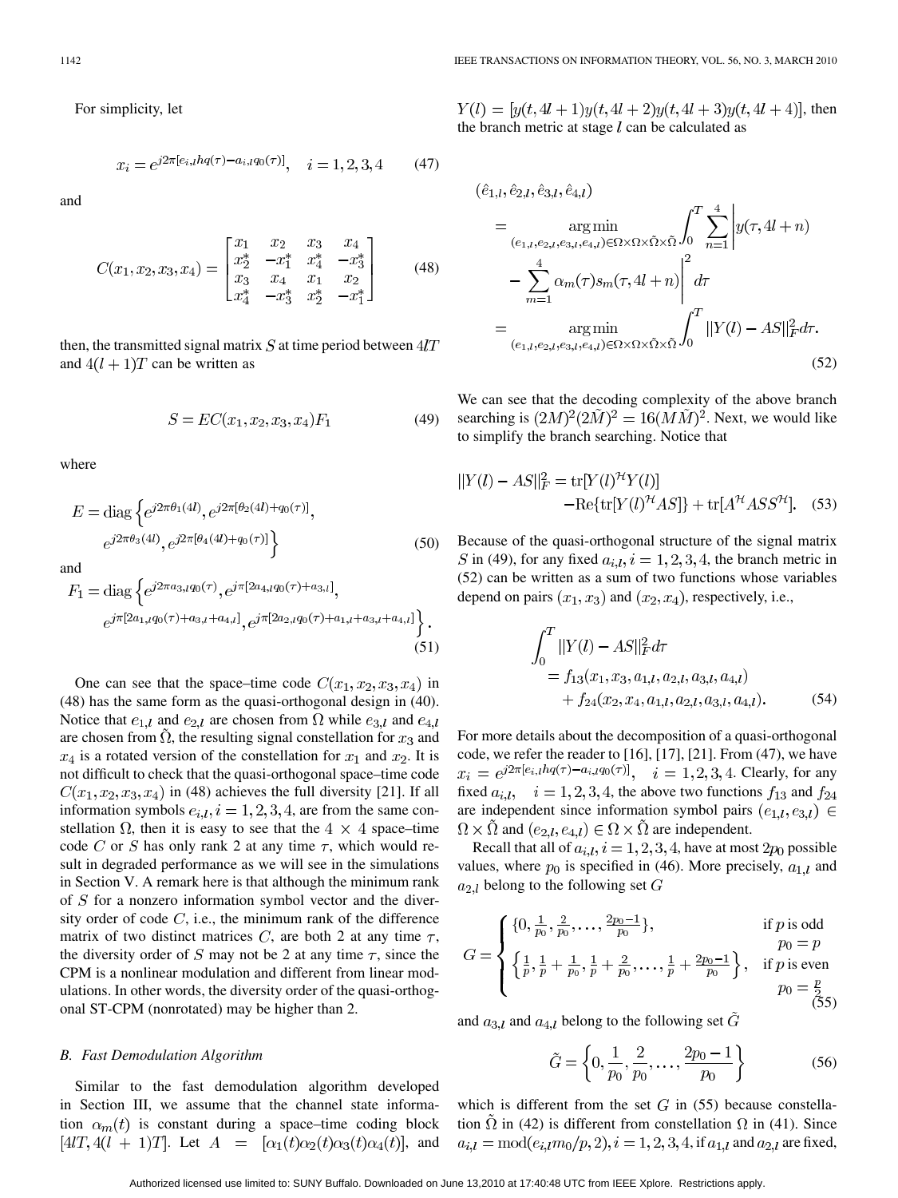For simplicity, let

$$x_i = e^{j2\pi[e_{i,l}hq(\tau) - a_{i,l}q_0(\tau)]}, \quad i = 1, 2, 3, 4 \tag{47}$$

and

$$C(x_1, x_2, x_3, x_4) = \begin{bmatrix} x_1 & x_2 & x_3 & x_4 \\ x_2^* & -x_1^* & x_4^* & -x_3^* \\ x_3 & x_4 & x_1 & x_2 \\ x_4^* & -x_3^* & x_2^* & -x_1^* \end{bmatrix} \tag{48}$$

then, the transmitted signal matrix $S$ at time period between $4lT$ and $4(l+1)T$ can be written as

$$S = EC(x_1, x_2, x_3, x_4)F_1 \tag{49}$$

where

$$E = \mathrm{diag}\left\{e^{j2\pi\theta_1(4l)}, e^{j2\pi[\theta_2(4l)+q_0(\tau)]}, e^{j2\pi\theta_3(4l)}, e^{j2\pi[\theta_4(4l)+q_0(\tau)]}\right\} \tag{50}$$

and

$$F_1 = \mathrm{diag}\left\{e^{j2\pi a_{3,l}q_0(\tau)}, e^{j\pi[2a_{4,l}q_0(\tau)+a_{3,l}]}, e^{j\pi[2a_{1,l}q_0(\tau)+a_{3,l}+a_{4,l}]}, e^{j\pi[2a_{2,l}q_0(\tau)+a_{1,l}+a_{3,l}+a_{4,l}]}\right\}. \tag{51}$$

One can see that the space–time code $C(x_1, x_2, x_3, x_4)$ in (48) has the same form as the quasi-orthogonal design in (40). Notice that $e_{1,l}$ and $e_{2,l}$ are chosen from $\Omega$ while $e_{3,l}$ and $e_{4,l}$ are chosen from $\tilde{\Omega}$, the resulting signal constellation for $x_3$ and $x_4$ is a rotated version of the constellation for $x_1$ and $x_2$. It is not difficult to check that the quasi-orthogonal space–time code $C(x_1, x_2, x_3, x_4)$ in (48) achieves the full diversity [21]. If all information symbols $e_{i,l}, i = 1, 2, 3, 4$, are from the same constellation $\Omega$, then it is easy to see that the $4 \times 4$ space–time code $C$ or $S$ has only rank 2 at any time $\tau$, which would result in degraded performance as we will see in the simulations in Section V. A remark here is that although the minimum rank of $S$ for a nonzero information symbol vector and the diversity order of code $C$, i.e., the minimum rank of the difference matrix of two distinct matrices $C$, are both 2 at any time $\tau$, the diversity order of $S$ may not be 2 at any time $\tau$, since the CPM is a nonlinear modulation and different from linear modulations. In other words, the diversity order of the quasi-orthogonal ST-CPM (nonrotated) may be higher than 2.

### B. Fast Demodulation Algorithm

Similar to the fast demodulation algorithm developed in Section III, we assume that the channel state information $\alpha_m(t)$ is constant during a space–time coding block $[4lT, 4(l+1)T]$. Let $A = [\alpha_1(t)\alpha_2(t)\alpha_3(t)\alpha_4(t)]$, and $Y(l) = [y(t, 4l+1)y(t, 4l+2)y(t, 4l+3)y(t, 4l+4)]$, then the branch metric at stage $l$ can be calculated as

$$\begin{aligned}
(\hat{e}_{1,l}, \hat{e}_{2,l}, \hat{e}_{3,l}, \hat{e}_{4,l}) &= \underset{(e_{1,l},e_{2,l},e_{3,l},e_{4,l}) \in \Omega\times\Omega\times\tilde{\Omega}\times\tilde{\Omega}}{\arg\min} \int_0^T \sum_{n=1}^{4} \left| y(\tau, 4l+n) - \sum_{m=1}^{4} \alpha_m(\tau)s_m(\tau, 4l+n) \right|^2 d\tau \\
&= \underset{(e_{1,l},e_{2,l},e_{3,l},e_{4,l}) \in \Omega\times\Omega\times\tilde{\Omega}\times\tilde{\Omega}}{\arg\min} \int_0^T \|Y(l) - AS\|_F^2 d\tau.
\end{aligned} \tag{52}$$

We can see that the decoding complexity of the above branch searching is $(2M)^2(2\tilde{M})^2 = 16(M\tilde{M})^2$. Next, we would like to simplify the branch searching. Notice that

$$\|Y(l) - AS\|_F^2 = \mathrm{tr}[Y(l)^{\mathcal{H}}Y(l)] - \mathrm{Re}\{\mathrm{tr}[Y(l)^{\mathcal{H}}AS]\} + \mathrm{tr}[A^{\mathcal{H}}ASS^{\mathcal{H}}]. \tag{53}$$

Because of the quasi-orthogonal structure of the signal matrix $S$ in (49), for any fixed $a_{i,l}, i = 1, 2, 3, 4$, the branch metric in (52) can be written as a sum of two functions whose variables depend on pairs $(x_1, x_3)$ and $(x_2, x_4)$, respectively, i.e.,

$$\int_0^T \|Y(l) - AS\|_F^2 d\tau = f_{13}(x_1, x_3, a_{1,l}, a_{2,l}, a_{3,l}, a_{4,l}) + f_{24}(x_2, x_4, a_{1,l}, a_{2,l}, a_{3,l}, a_{4,l}). \tag{54}$$

For more details about the decomposition of a quasi-orthogonal code, we refer the reader to [16], [17], [21]. From (47), we have $x_i = e^{j2\pi[e_{i,l}hq(\tau) - a_{i,l}q_0(\tau)]}, \quad i = 1, 2, 3, 4$. Clearly, for any fixed $a_{i,l}, \quad i = 1, 2, 3, 4$, the above two functions $f_{13}$ and $f_{24}$ are independent since information symbol pairs $(e_{1,l}, e_{3,l}) \in \Omega \times \tilde{\Omega}$ and $(e_{2,l}, e_{4,l}) \in \Omega \times \tilde{\Omega}$ are independent.

Recall that all of $a_{i,l}, i = 1, 2, 3, 4$, have at most $2p_0$ possible values, where $p_0$ is specified in (46). More precisely, $a_{1,l}$ and $a_{2,l}$ belong to the following set $G$

$$G = \begin{cases} \left\{0, \frac{1}{p_0}, \frac{2}{p_0}, \ldots, \frac{2p_0-1}{p_0}\right\}, & \text{if } p \text{ is odd } \; p_0 = p \\ \left\{\frac{1}{p}, \frac{1}{p} + \frac{1}{p_0}, \frac{1}{p} + \frac{2}{p_0}, \ldots, \frac{1}{p} + \frac{2p_0-1}{p_0}\right\}, & \text{if } p \text{ is even } \; p_0 = \frac{p}{2} \end{cases} \tag{55}$$

and $a_{3,l}$ and $a_{4,l}$ belong to the following set $\tilde{G}$

$$\tilde{G} = \left\{0, \frac{1}{p_0}, \frac{2}{p_0}, \ldots, \frac{2p_0-1}{p_0}\right\} \tag{56}$$

which is different from the set $G$ in (55) because constellation $\tilde{\Omega}$ in (42) is different from constellation $\Omega$ in (41). Since $a_{i,l} = \mathrm{mod}(e_{i,l}m_0/p, 2), i = 1, 2, 3, 4$, if $a_{1,l}$ and $a_{2,l}$ are fixed,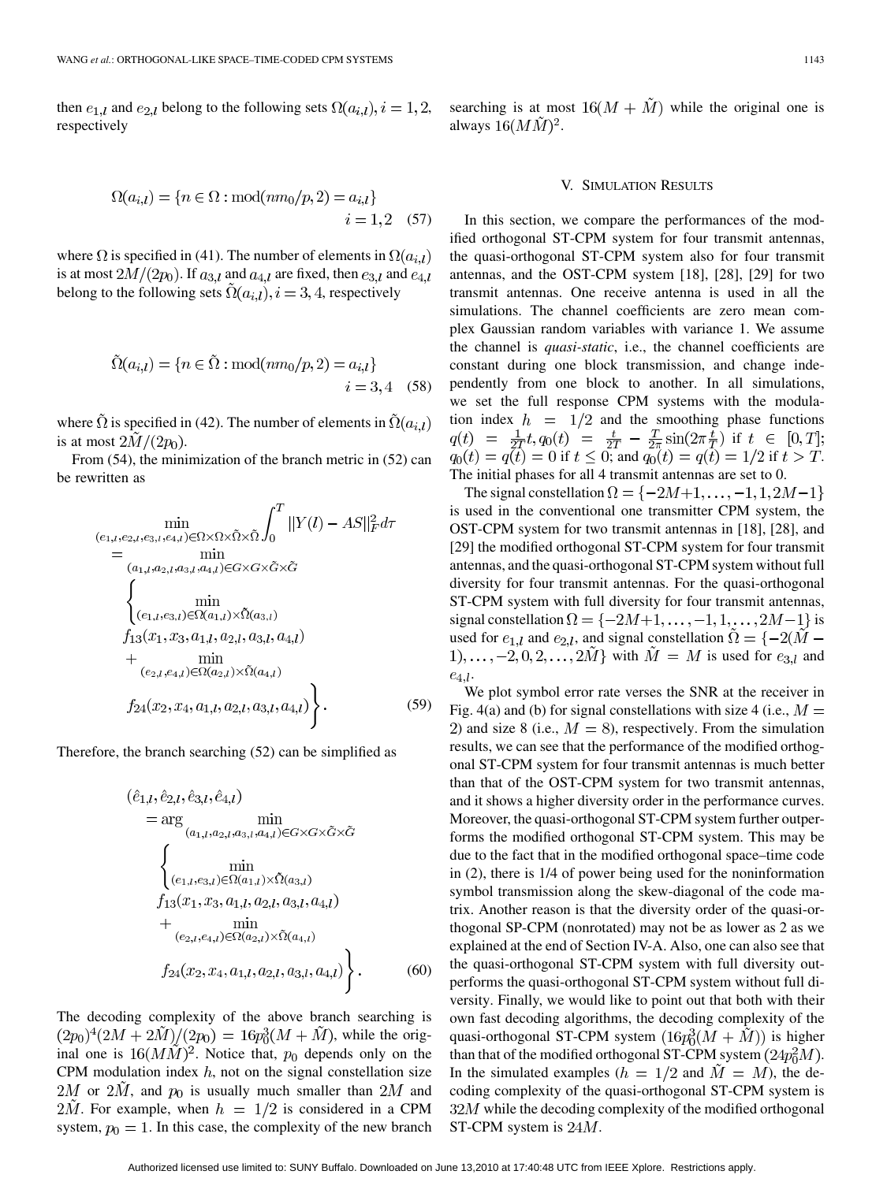then $e_{1,l}$ and $e_{2,l}$ belong to the following sets $\Omega(a_{i,l}), i = 1, 2$, respectively

$$\Omega(a_{i,l}) = \{n \in \Omega : \mathrm{mod}(nm_0/p, 2) = a_{i,l}\} \qquad i = 1, 2 \quad (57)$$

where $\Omega$ is specified in (41). The number of elements in $\Omega(a_{i,l})$ is at most $2M/(2p_0)$. If $a_{3,l}$ and $a_{4,l}$ are fixed, then $e_{3,l}$ and $e_{4,l}$ belong to the following sets $\tilde{\Omega}(a_{i,l}), i = 3, 4$, respectively

$$\tilde{\Omega}(a_{i,l}) = \{n \in \tilde{\Omega} : \mathrm{mod}(nm_0/p, 2) = a_{i,l}\} \qquad i = 3, 4 \quad (58)$$

where $\tilde{\Omega}$ is specified in (42). The number of elements in $\tilde{\Omega}(a_{i,l})$ is at most $2\tilde{M}/(2p_0)$.

From (54), the minimization of the branch metric in (52) can be rewritten as

$$\begin{aligned}
&\min_{(e_{1,l},e_{2,l},e_{3,l},e_{4,l})\in\Omega\times\Omega\times\tilde{\Omega}\times\tilde{\Omega}} \int_0^T \|Y(l) - AS\|_F^2 d\tau \\
&= \min_{(a_{1,l},a_{2,l},a_{3,l},a_{4,l})\in G\times G\times\tilde{G}\times\tilde{G}} \\
&\quad \left\{ \min_{(e_{1,l},e_{3,l})\in\Omega(a_{1,l})\times\tilde{\Omega}(a_{3,l})} f_{13}(x_1, x_3, a_{1,l}, a_{2,l}, a_{3,l}, a_{4,l}) \right. \\
&\quad \left. + \min_{(e_{2,l},e_{4,l})\in\Omega(a_{2,l})\times\tilde{\Omega}(a_{4,l})} f_{24}(x_2, x_4, a_{1,l}, a_{2,l}, a_{3,l}, a_{4,l}) \right\}. \quad (59)
\end{aligned}$$

Therefore, the branch searching (52) can be simplified as

$$\begin{aligned}
&(\hat{e}_{1,l}, \hat{e}_{2,l}, \hat{e}_{3,l}, \hat{e}_{4,l}) \\
&= \arg \min_{(a_{1,l},a_{2,l},a_{3,l},a_{4,l})\in G\times G\times\tilde{G}\times\tilde{G}} \\
&\quad \left\{ \min_{(e_{1,l},e_{3,l})\in\Omega(a_{1,l})\times\tilde{\Omega}(a_{3,l})} f_{13}(x_1, x_3, a_{1,l}, a_{2,l}, a_{3,l}, a_{4,l}) \right. \\
&\quad \left. + \min_{(e_{2,l},e_{4,l})\in\Omega(a_{2,l})\times\tilde{\Omega}(a_{4,l})} f_{24}(x_2, x_4, a_{1,l}, a_{2,l}, a_{3,l}, a_{4,l}) \right\}. \quad (60)
\end{aligned}$$

The decoding complexity of the above branch searching is $(2p_0)^4(2M + 2\tilde{M})/(2p_0) = 16p_0^3(M + \tilde{M})$, while the original one is $16(M\tilde{M})^2$. Notice that, $p_0$ depends only on the CPM modulation index $h$, not on the signal constellation size $2M$ or $2\tilde{M}$, and $p_0$ is usually much smaller than $2M$ and $2\tilde{M}$. For example, when $h = 1/2$ is considered in a CPM system, $p_0 = 1$. In this case, the complexity of the new branch searching is at most $16(M + \tilde{M})$ while the original one is always $16(M\tilde{M})^2$.

## V. Simulation Results

In this section, we compare the performances of the modified orthogonal ST-CPM system for four transmit antennas, the quasi-orthogonal ST-CPM system also for four transmit antennas, and the OST-CPM system [18], [28], [29] for two transmit antennas. One receive antenna is used in all the simulations. The channel coefficients are zero mean complex Gaussian random variables with variance 1. We assume the channel is *quasi-static*, i.e., the channel coefficients are constant during one block transmission, and change independently from one block to another. In all simulations, we set the full response CPM systems with the modulation index $h = 1/2$ and the smoothing phase functions $q(t) = \frac{1}{2T}t, q_0(t) = \frac{t}{2T} - \frac{T}{2\pi}\sin(2\pi\frac{t}{T})$ if $t \in [0, T]$; $q_0(t) = q(t) = 0$ if $t \le 0$; and $q_0(t) = q(t) = 1/2$ if $t > T$. The initial phases for all 4 transmit antennas are set to 0.

The signal constellation $\Omega = \{-2M+1, \ldots, -1, 1, 2M-1\}$ is used in the conventional one transmitter CPM system, the OST-CPM system for two transmit antennas in [18], [28], and [29] the modified orthogonal ST-CPM system for four transmit antennas, and the quasi-orthogonal ST-CPM system without full diversity for four transmit antennas. For the quasi-orthogonal ST-CPM system with full diversity for four transmit antennas, signal constellation $\Omega = \{-2M+1, \ldots, -1, 1, \ldots, 2M-1\}$ is used for $e_{1,l}$ and $e_{2,l}$, and signal constellation $\tilde{\Omega} = \{-2(\tilde{M} - 1), \ldots, -2, 0, 2, \ldots, 2\tilde{M}\}$ with $\tilde{M} = M$ is used for $e_{3,l}$ and $e_{4,l}$.

We plot symbol error rate verses the SNR at the receiver in Fig. 4(a) and (b) for signal constellations with size 4 (i.e., $M = 2$) and size 8 (i.e., $M = 8$), respectively. From the simulation results, we can see that the performance of the modified orthogonal ST-CPM system for four transmit antennas is much better than that of the OST-CPM system for two transmit antennas, and it shows a higher diversity order in the performance curves. Moreover, the quasi-orthogonal ST-CPM system further outperforms the modified orthogonal ST-CPM system. This may be due to the fact that in the modified orthogonal space–time code in (2), there is 1/4 of power being used for the noninformation symbol transmission along the skew-diagonal of the code matrix. Another reason is that the diversity order of the quasi-orthogonal SP-CPM (nonrotated) may not be as lower as 2 as we explained at the end of Section IV-A. Also, one can also see that the quasi-orthogonal ST-CPM system with full diversity outperforms the quasi-orthogonal ST-CPM system without full diversity. Finally, we would like to point out that both with their own fast decoding algorithms, the decoding complexity of the quasi-orthogonal ST-CPM system $(16p_0^3(M + \tilde{M}))$ is higher than that of the modified orthogonal ST-CPM system $(24p_0^2M)$. In the simulated examples ($h = 1/2$ and $\tilde{M} = M$), the decoding complexity of the quasi-orthogonal ST-CPM system is $32M$ while the decoding complexity of the modified orthogonal ST-CPM system is $24M$.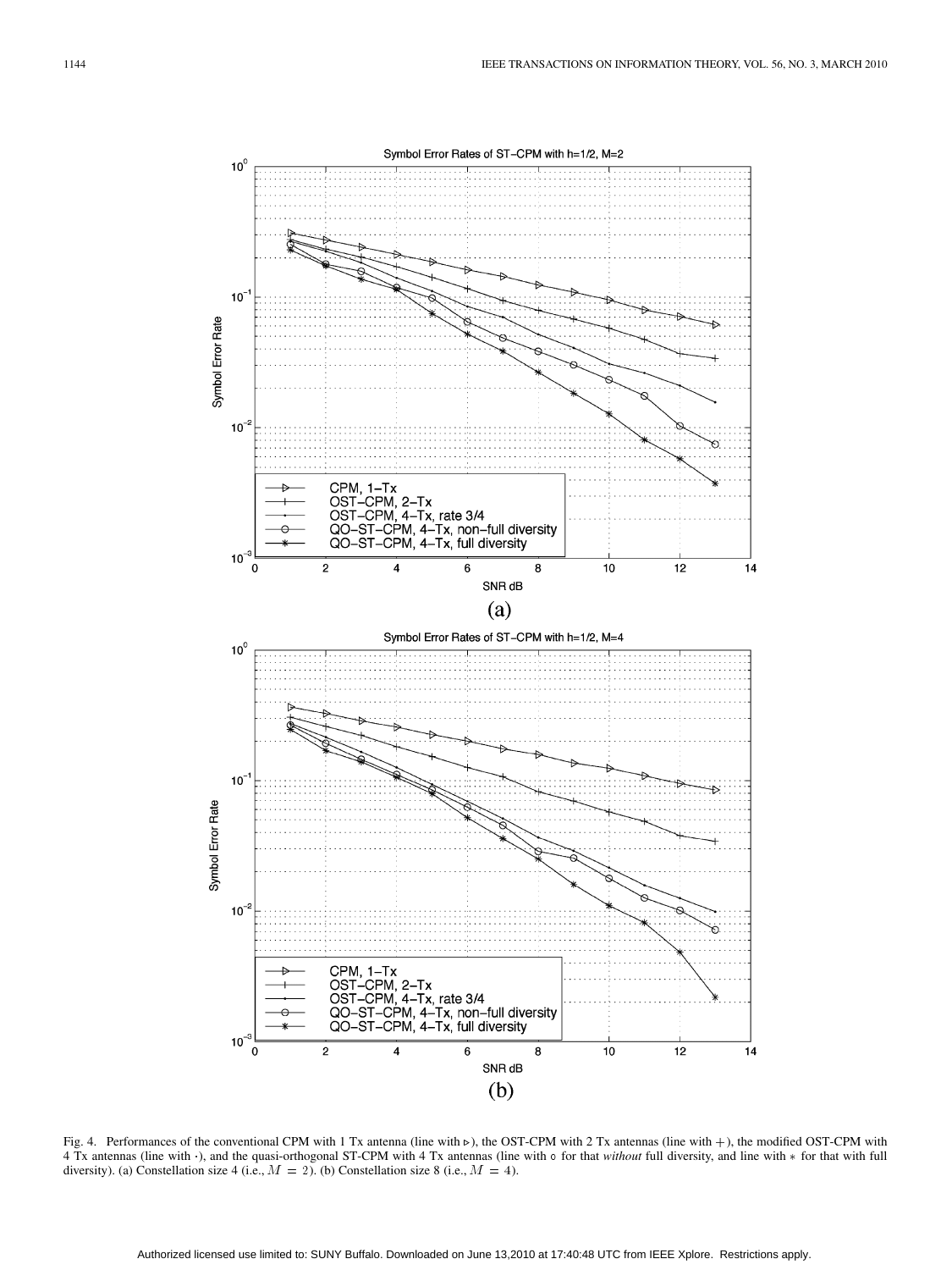Fig. 4. Performances of the conventional CPM with 1 Tx antenna (line with $\triangleright$), the OST-CPM with 2 Tx antennas (line with $+$), the modified OST-CPM with 4 Tx antennas (line with $\cdot$), and the quasi-orthogonal ST-CPM with 4 Tx antennas (line with $\circ$ for that *without* full diversity, and line with $*$ for that with full diversity). (a) Constellation size 4 (i.e., $M = 2$). (b) Constellation size 8 (i.e., $M = 4$).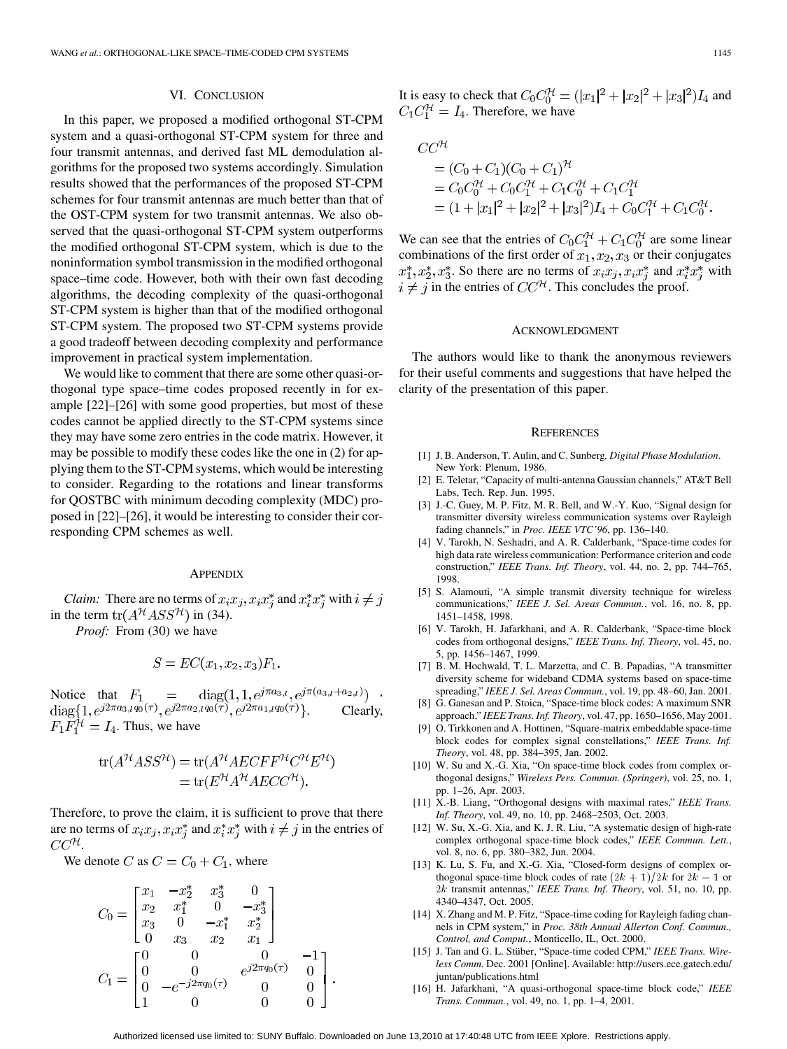## VI. Conclusion

In this paper, we proposed a modified orthogonal ST-CPM system and a quasi-orthogonal ST-CPM system for three and four transmit antennas, and derived fast ML demodulation algorithms for the proposed two systems accordingly. Simulation results showed that the performances of the proposed ST-CPM schemes for four transmit antennas are much better than that of the OST-CPM system for two transmit antennas. We also observed that the quasi-orthogonal ST-CPM system outperforms the modified orthogonal ST-CPM system, which is due to the noninformation symbol transmission in the modified orthogonal space–time code. However, both with their own fast decoding algorithms, the decoding complexity of the quasi-orthogonal ST-CPM system is higher than that of the modified orthogonal ST-CPM system. The proposed two ST-CPM systems provide a good tradeoff between decoding complexity and performance improvement in practical system implementation.

We would like to comment that there are some other quasi-orthogonal type space–time codes proposed recently in for example [22]–[26] with some good properties, but most of these codes cannot be applied directly to the ST-CPM systems since they may have some zero entries in the code matrix. However, it may be possible to modify these codes like the one in (2) for applying them to the ST-CPM systems, which would be interesting to consider. Regarding to the rotations and linear transforms for QOSTBC with minimum decoding complexity (MDC) proposed in [22]–[26], it would be interesting to consider their corresponding CPM schemes as well.

## Appendix

*Claim:* There are no terms of $x_i x_j, x_i x_j^*$ and $x_i^* x_j^*$ with $i \neq j$ in the term $\mathrm{tr}(A^{\mathcal{H}} A S S^{\mathcal{H}})$ in (34).

*Proof:* From (30) we have

$$S = EC(x_1, x_2, x_3)F_1.$$

Notice that $F_1 = \mathrm{diag}(1, 1, e^{j\pi a_{3,l}}, e^{j\pi(a_{3,l}+a_{2,l})}) \cdot \mathrm{diag}\{1, e^{j2\pi a_{3,l} q_0(\tau)}, e^{j2\pi a_{2,l} q_0(\tau)}, e^{j2\pi a_{1,l} q_0(\tau)}\}$. Clearly, $F_1 F_1^{\mathcal{H}} = I_4$. Thus, we have

$$\begin{aligned}\mathrm{tr}(A^{\mathcal{H}} A S S^{\mathcal{H}}) &= \mathrm{tr}(A^{\mathcal{H}} A E C F F^{\mathcal{H}} C^{\mathcal{H}} E^{\mathcal{H}}) \\ &= \mathrm{tr}(E^{\mathcal{H}} A^{\mathcal{H}} A E C C^{\mathcal{H}}).\end{aligned}$$

Therefore, to prove the claim, it is sufficient to prove that there are no terms of $x_i x_j, x_i x_j^*$ and $x_i^* x_j^*$ with $i \neq j$ in the entries of $CC^{\mathcal{H}}$.

We denote $C$ as $C = C_0 + C_1$, where

$$C_0 = \begin{bmatrix} x_1 & -x_2^* & x_3^* & 0 \\ x_2 & x_1^* & 0 & -x_3^* \\ x_3 & 0 & -x_1^* & x_2^* \\ 0 & x_3 & x_2 & x_1 \end{bmatrix}$$

$$C_1 = \begin{bmatrix} 0 & 0 & 0 & -1 \\ 0 & 0 & e^{j2\pi q_0(\tau)} & 0 \\ 0 & -e^{-j2\pi q_0(\tau)} & 0 & 0 \\ 1 & 0 & 0 & 0 \end{bmatrix}.$$

It is easy to check that $C_0 C_0^{\mathcal{H}} = (|x_1|^2 + |x_2|^2 + |x_3|^2) I_4$ and $C_1 C_1^{\mathcal{H}} = I_4$. Therefore, we have

$$\begin{aligned} & CC^{\mathcal{H}} \\ &= (C_0 + C_1)(C_0 + C_1)^{\mathcal{H}} \\ &= C_0 C_0^{\mathcal{H}} + C_0 C_1^{\mathcal{H}} + C_1 C_0^{\mathcal{H}} + C_1 C_1^{\mathcal{H}} \\ &= (1 + |x_1|^2 + |x_2|^2 + |x_3|^2) I_4 + C_0 C_1^{\mathcal{H}} + C_1 C_0^{\mathcal{H}}. \end{aligned}$$

We can see that the entries of $C_0 C_1^{\mathcal{H}} + C_1 C_0^{\mathcal{H}}$ are some linear combinations of the first order of $x_1, x_2, x_3$ or their conjugates $x_1^*, x_2^*, x_3^*$. So there are no terms of $x_i x_j, x_i x_j^*$ and $x_i^* x_j^*$ with $i \neq j$ in the entries of $CC^{\mathcal{H}}$. This concludes the proof.

## Acknowledgment

The authors would like to thank the anonymous reviewers for their useful comments and suggestions that have helped the clarity of the presentation of this paper.

## References

[1] J. B. Anderson, T. Aulin, and C. Sunberg, *Digital Phase Modulation*. New York: Plenum, 1986.

[2] E. Teletar, "Capacity of multi-antenna Gaussian channels," AT&T Bell Labs, Tech. Rep. Jun. 1995.

[3] J.-C. Guey, M. P. Fitz, M. R. Bell, and W.-Y. Kuo, "Signal design for transmitter diversity wireless communication systems over Rayleigh fading channels," in *Proc. IEEE VTC'96*, pp. 136–140.

[4] V. Tarokh, N. Seshadri, and A. R. Calderbank, "Space-time codes for high data rate wireless communication: Performance criterion and code construction," *IEEE Trans. Inf. Theory*, vol. 44, no. 2, pp. 744–765, 1998.

[5] S. Alamouti, "A simple transmit diversity technique for wireless communications," *IEEE J. Sel. Areas Commun.*, vol. 16, no. 8, pp. 1451–1458, 1998.

[6] V. Tarokh, H. Jafarkhani, and A. R. Calderbank, "Space-time block codes from orthogonal designs," *IEEE Trans. Inf. Theory*, vol. 45, no. 5, pp. 1456–1467, 1999.

[7] B. M. Hochwald, T. L. Marzetta, and C. B. Papadias, "A transmitter diversity scheme for wideband CDMA systems based on space-time spreading," *IEEE J. Sel. Areas Commun.*, vol. 19, pp. 48–60, Jan. 2001.

[8] G. Ganesan and P. Stoica, "Space-time block codes: A maximum SNR approach," *IEEE Trans. Inf. Theory*, vol. 47, pp. 1650–1656, May 2001.

[9] O. Tirkkonen and A. Hottinen, "Square-matrix embeddable space-time block codes for complex signal constellations," *IEEE Trans. Inf. Theory*, vol. 48, pp. 384–395, Jan. 2002.

[10] W. Su and X.-G. Xia, "On space-time block codes from complex orthogonal designs," *Wireless Pers. Commun. (Springer)*, vol. 25, no. 1, pp. 1–26, Apr. 2003.

[11] X.-B. Liang, "Orthogonal designs with maximal rates," *IEEE Trans. Inf. Theory*, vol. 49, no. 10, pp. 2468–2503, Oct. 2003.

[12] W. Su, X.-G. Xia, and K. J. R. Liu, "A systematic design of high-rate complex orthogonal space-time block codes," *IEEE Commun. Lett.*, vol. 8, no. 6, pp. 380–382, Jun. 2004.

[13] K. Lu, S. Fu, and X.-G. Xia, "Closed-form designs of complex orthogonal space-time block codes of rate $(2k+1)/2k$ for $2k-1$ or $2k$ transmit antennas," *IEEE Trans. Inf. Theory*, vol. 51, no. 10, pp. 4340–4347, Oct. 2005.

[14] X. Zhang and M. P. Fitz, "Space-time coding for Rayleigh fading channels in CPM system," in *Proc. 38th Annual Allerton Conf. Commun., Control, and Comput.*, Monticello, IL, Oct. 2000.

[15] J. Tan and G. L. Stüber, "Space-time coded CPM," *IEEE Trans. Wireless Comm.* Dec. 2001 [Online]. Available: http://users.ece.gatech.edu/juntan/publications.html

[16] H. Jafarkhani, "A quasi-orthogonal space-time block code," *IEEE Trans. Commun.*, vol. 49, no. 1, pp. 1–4, 2001.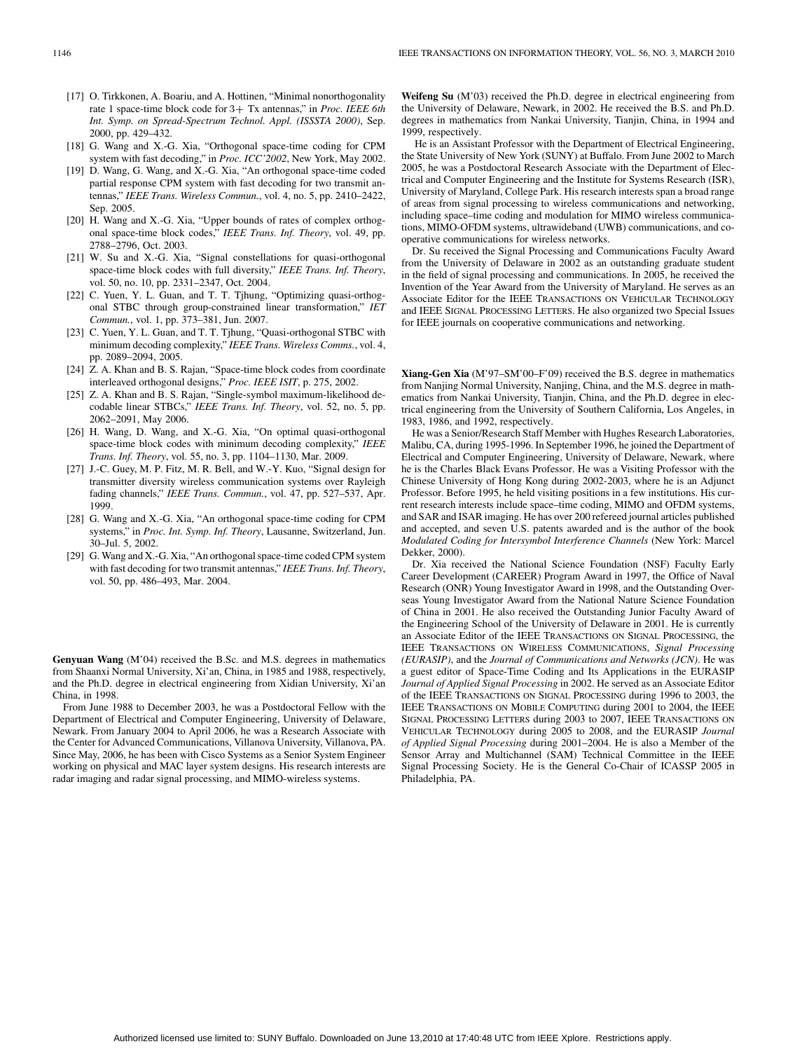[17] O. Tirkkonen, A. Boariu, and A. Hottinen, "Minimal nonorthogonality rate 1 space-time block code for $3+$ Tx antennas," in *Proc. IEEE 6th Int. Symp. on Spread-Spectrum Technol. Appl. (ISSSTA 2000)*, Sep. 2000, pp. 429–432.

[18] G. Wang and X.-G. Xia, "Orthogonal space-time coding for CPM system with fast decoding," in *Proc. ICC'2002*, New York, May 2002.

[19] D. Wang, G. Wang, and X.-G. Xia, "An orthogonal space-time coded partial response CPM system with fast decoding for two transmit antennas," *IEEE Trans. Wireless Commun.*, vol. 4, no. 5, pp. 2410–2422, Sep. 2005.

[20] H. Wang and X.-G. Xia, "Upper bounds of rates of complex orthogonal space-time block codes," *IEEE Trans. Inf. Theory*, vol. 49, pp. 2788–2796, Oct. 2003.

[21] W. Su and X.-G. Xia, "Signal constellations for quasi-orthogonal space-time block codes with full diversity," *IEEE Trans. Inf. Theory*, vol. 50, no. 10, pp. 2331–2347, Oct. 2004.

[22] C. Yuen, Y. L. Guan, and T. T. Tjhung, "Optimizing quasi-orthogonal STBC through group-constrained linear transformation," *IET Commun.*, vol. 1, pp. 373–381, Jun. 2007.

[23] C. Yuen, Y. L. Guan, and T. T. Tjhung, "Quasi-orthogonal STBC with minimum decoding complexity," *IEEE Trans. Wireless Comms.*, vol. 4, pp. 2089–2094, 2005.

[24] Z. A. Khan and B. S. Rajan, "Space-time block codes from coordinate interleaved orthogonal designs," *Proc. IEEE ISIT*, p. 275, 2002.

[25] Z. A. Khan and B. S. Rajan, "Single-symbol maximum-likelihood decodable linear STBCs," *IEEE Trans. Inf. Theory*, vol. 52, no. 5, pp. 2062–2091, May 2006.

[26] H. Wang, D. Wang, and X.-G. Xia, "On optimal quasi-orthogonal space-time block codes with minimum decoding complexity," *IEEE Trans. Inf. Theory*, vol. 55, no. 3, pp. 1104–1130, Mar. 2009.

[27] J.-C. Guey, M. P. Fitz, M. R. Bell, and W.-Y. Kuo, "Signal design for transmitter diversity wireless communication systems over Rayleigh fading channels," *IEEE Trans. Commun.*, vol. 47, pp. 527–537, Apr. 1999.

[28] G. Wang and X.-G. Xia, "An orthogonal space-time coding for CPM systems," in *Proc. Int. Symp. Inf. Theory*, Lausanne, Switzerland, Jun. 30–Jul. 5, 2002.

[29] G. Wang and X.-G. Xia, "An orthogonal space-time coded CPM system with fast decoding for two transmit antennas," *IEEE Trans. Inf. Theory*, vol. 50, pp. 486–493, Mar. 2004.

**Genyuan Wang** (M'04) received the B.Sc. and M.S. degrees in mathematics from Shaanxi Normal University, Xi'an, China, in 1985 and 1988, respectively, and the Ph.D. degree in electrical engineering from Xidian University, Xi'an China, in 1998.

From June 1988 to December 2003, he was a Postdoctoral Fellow with the Department of Electrical and Computer Engineering, University of Delaware, Newark. From January 2004 to April 2006, he was a Research Associate with the Center for Advanced Communications, Villanova University, Villanova, PA. Since May, 2006, he has been with Cisco Systems as a Senior System Engineer working on physical and MAC layer system designs. His research interests are radar imaging and radar signal processing, and MIMO-wireless systems.

**Weifeng Su** (M'03) received the Ph.D. degree in electrical engineering from the University of Delaware, Newark, in 2002. He received the B.S. and Ph.D. degrees in mathematics from Nankai University, Tianjin, China, in 1994 and 1999, respectively.

He is an Assistant Professor with the Department of Electrical Engineering, the State University of New York (SUNY) at Buffalo. From June 2002 to March 2005, he was a Postdoctoral Research Associate with the Department of Electrical and Computer Engineering and the Institute for Systems Research (ISR), University of Maryland, College Park. His research interests span a broad range of areas from signal processing to wireless communications and networking, including space–time coding and modulation for MIMO wireless communications, MIMO-OFDM systems, ultrawideband (UWB) communications, and cooperative communications for wireless networks.

Dr. Su received the Signal Processing and Communications Faculty Award from the University of Delaware in 2002 as an outstanding graduate student in the field of signal processing and communications. In 2005, he received the Invention of the Year Award from the University of Maryland. He serves as an Associate Editor for the IEEE Transactions on Vehicular Technology and IEEE Signal Processing Letters. He also organized two Special Issues for IEEE journals on cooperative communications and networking.

**Xiang-Gen Xia** (M'97–SM'00–F'09) received the B.S. degree in mathematics from Nanjing Normal University, Nanjing, China, and the M.S. degree in mathematics from Nankai University, Tianjin, China, and the Ph.D. degree in electrical engineering from the University of Southern California, Los Angeles, in 1983, 1986, and 1992, respectively.

He was a Senior/Research Staff Member with Hughes Research Laboratories, Malibu, CA, during 1995-1996. In September 1996, he joined the Department of Electrical and Computer Engineering, University of Delaware, Newark, where he is the Charles Black Evans Professor. He was a Visiting Professor with the Chinese University of Hong Kong during 2002-2003, where he is an Adjunct Professor. Before 1995, he held visiting positions in a few institutions. His current research interests include space–time coding, MIMO and OFDM systems, and SAR and ISAR imaging. He has over 200 refereed journal articles published and accepted, and seven U.S. patents awarded and is the author of the book *Modulated Coding for Intersymbol Interference Channels* (New York: Marcel Dekker, 2000).

Dr. Xia received the National Science Foundation (NSF) Faculty Early Career Development (CAREER) Program Award in 1997, the Office of Naval Research (ONR) Young Investigator Award in 1998, and the Outstanding Overseas Young Investigator Award from the National Nature Science Foundation of China in 2001. He also received the Outstanding Junior Faculty Award of the Engineering School of the University of Delaware in 2001. He is currently an Associate Editor of the IEEE Transactions on Signal Processing, the IEEE Transactions on Wireless Communications, *Signal Processing (EURASIP)*, and the *Journal of Communications and Networks (JCN)*. He was a guest editor of Space-Time Coding and Its Applications in the EURASIP *Journal of Applied Signal Processing* in 2002. He served as an Associate Editor of the IEEE Transactions on Signal Processing during 1996 to 2003, the IEEE Transactions on Mobile Computing during 2001 to 2004, the IEEE Signal Processing Letters during 2003 to 2007, IEEE Transactions on Vehicular Technology during 2005 to 2008, and the EURASIP *Journal of Applied Signal Processing* during 2001–2004. He is also a Member of the Sensor Array and Multichannel (SAM) Technical Committee in the IEEE Signal Processing Society. He is the General Co-Chair of ICASSP 2005 in Philadelphia, PA.